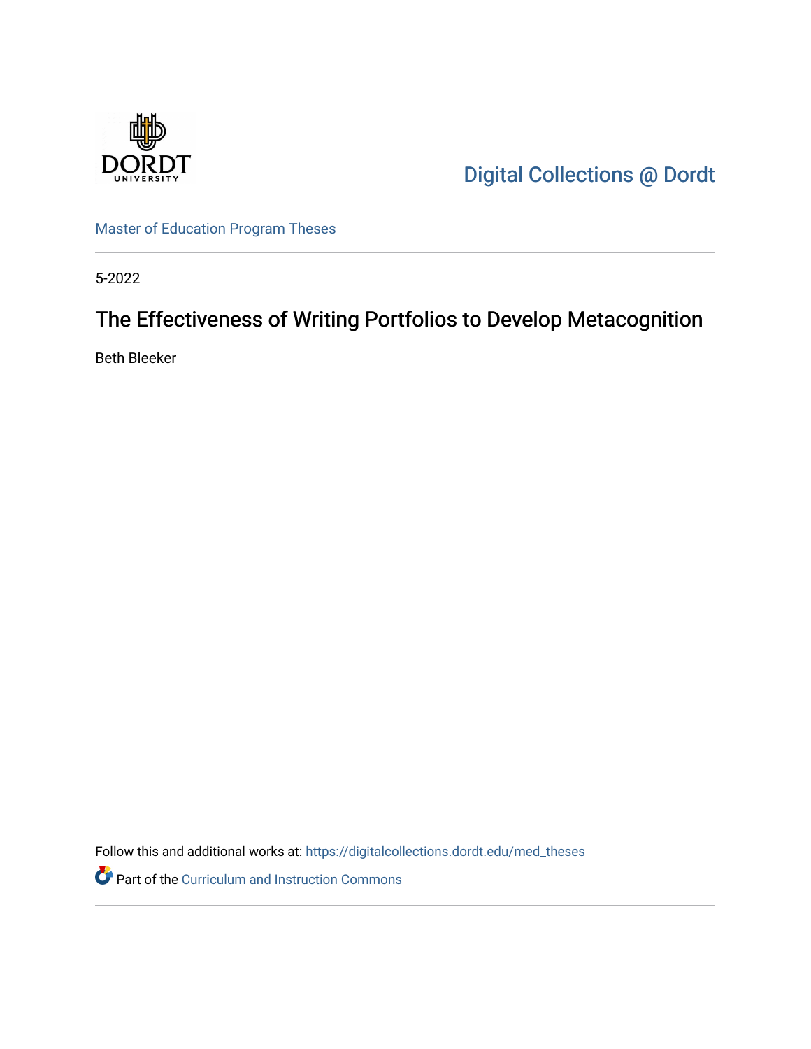Digital Collections @ Dordt

Master of Education Program Theses

5-2022

# The Effectiveness of Writing Portfolios to Develop Metacognition

Beth Bleeker

Follow this and additional works at: https://digitalcollections.dordt.edu/med_theses

Part of the Curriculum and Instruction Commons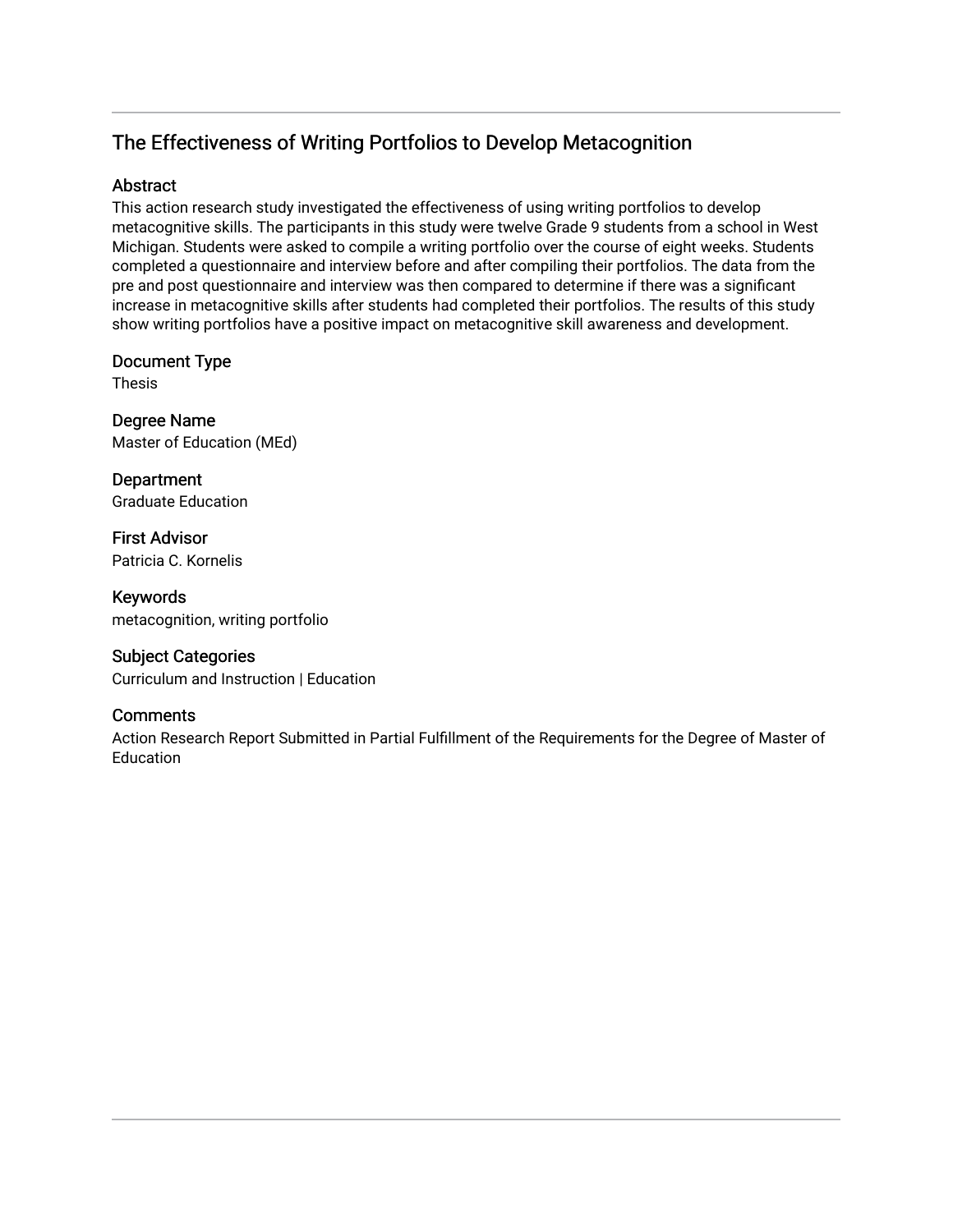# The Effectiveness of Writing Portfolios to Develop Metacognition

## Abstract

This action research study investigated the effectiveness of using writing portfolios to develop metacognitive skills. The participants in this study were twelve Grade 9 students from a school in West Michigan. Students were asked to compile a writing portfolio over the course of eight weeks. Students completed a questionnaire and interview before and after compiling their portfolios. The data from the pre and post questionnaire and interview was then compared to determine if there was a significant increase in metacognitive skills after students had completed their portfolios. The results of this study show writing portfolios have a positive impact on metacognitive skill awareness and development.

## Document Type

Thesis

## Degree Name

Master of Education (MEd)

## Department

Graduate Education

## First Advisor

Patricia C. Kornelis

## Keywords

metacognition, writing portfolio

## Subject Categories

Curriculum and Instruction | Education

## Comments

Action Research Report Submitted in Partial Fulfillment of the Requirements for the Degree of Master of Education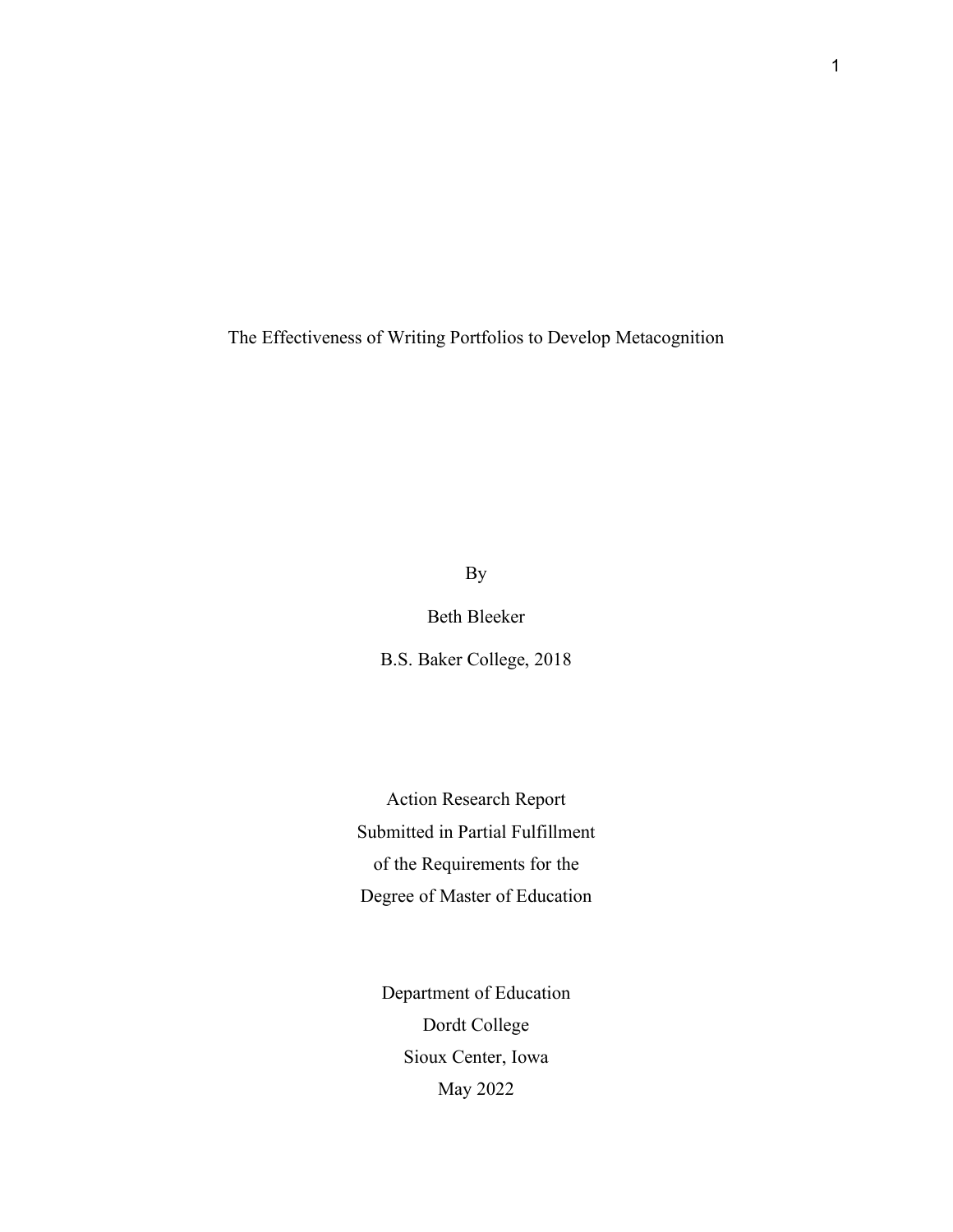# The Effectiveness of Writing Portfolios to Develop Metacognition

By

Beth Bleeker

B.S. Baker College, 2018

Action Research Report
Submitted in Partial Fulfillment
of the Requirements for the
Degree of Master of Education

Department of Education
Dordt College
Sioux Center, Iowa
May 2022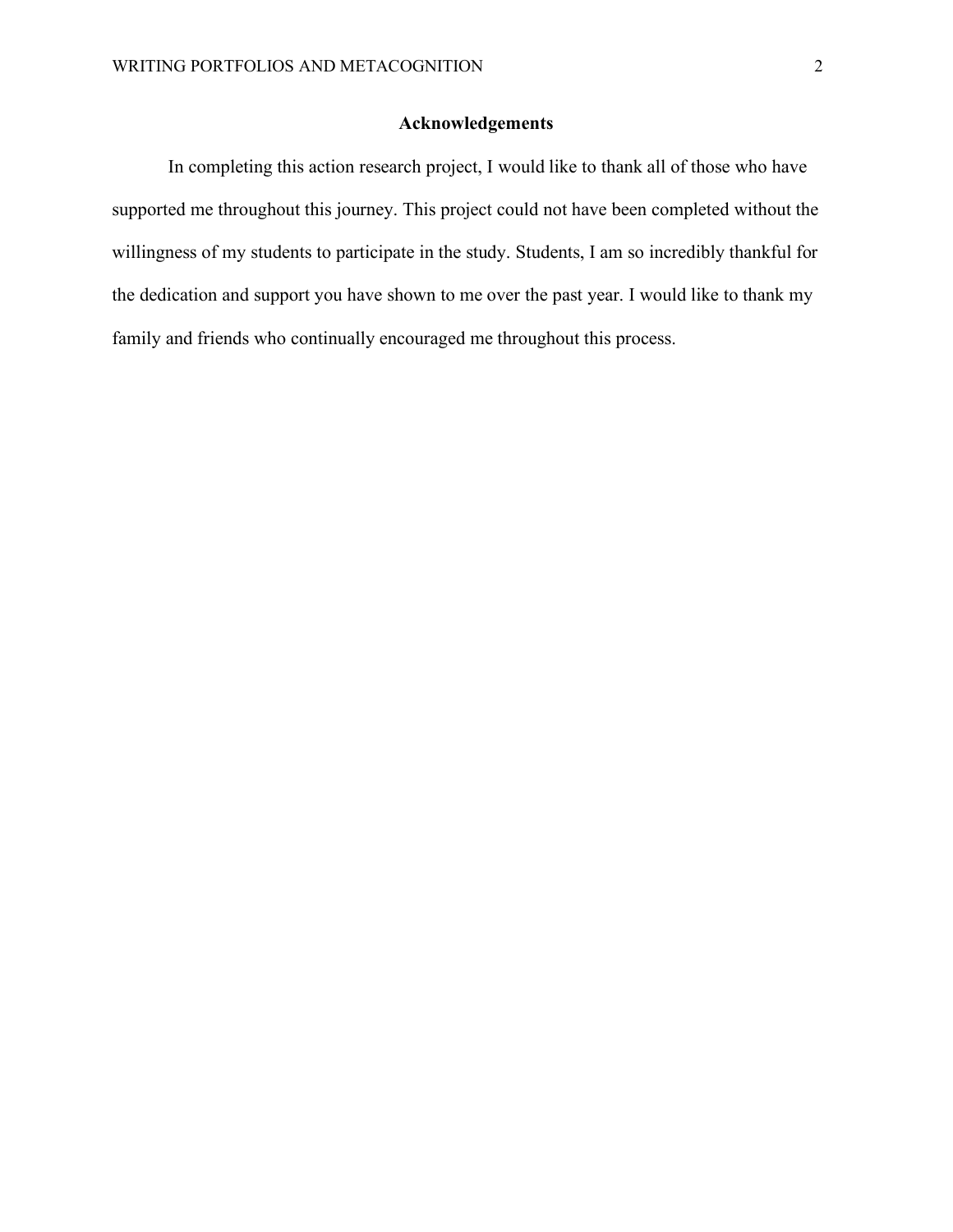## Acknowledgements

In completing this action research project, I would like to thank all of those who have supported me throughout this journey. This project could not have been completed without the willingness of my students to participate in the study. Students, I am so incredibly thankful for the dedication and support you have shown to me over the past year. I would like to thank my family and friends who continually encouraged me throughout this process.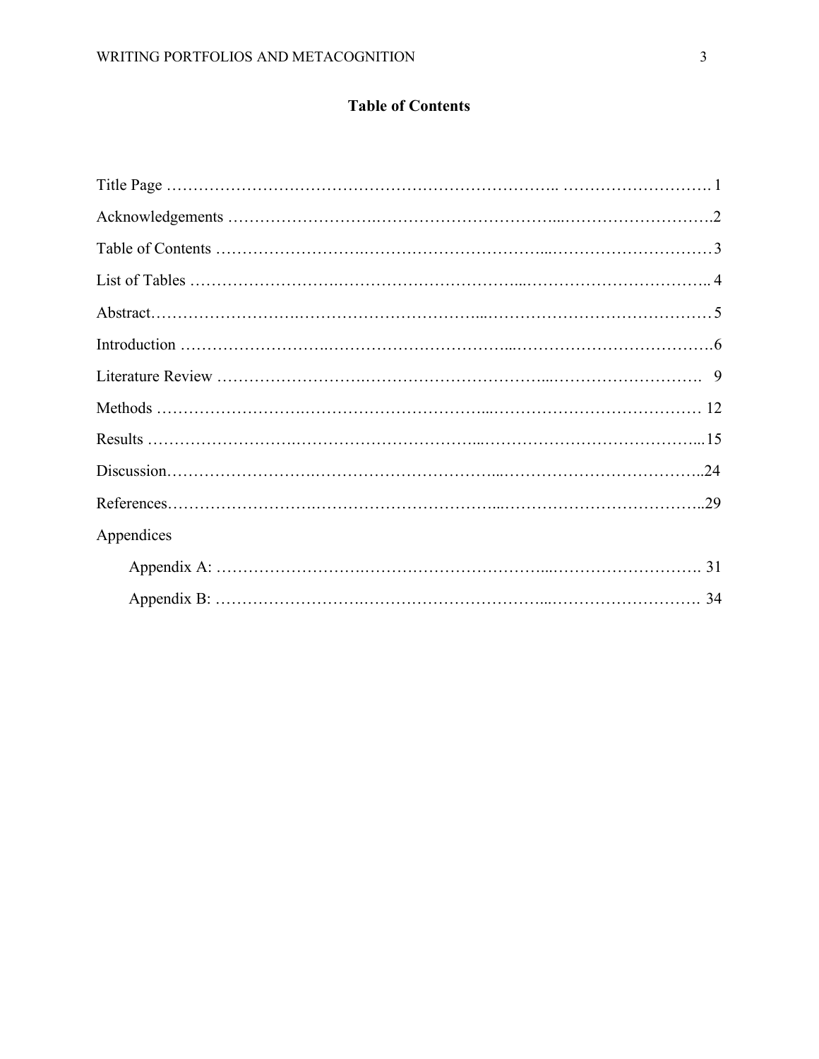## Table of Contents

Title Page ………………………………………………………………….. ………………………. 1

Acknowledgements ……………………..……………………………...……………………….2

Table of Contents ……………………..……………………………...…………………………3

List of Tables ……………………..……………………………...…………………………….. 4

Abstract……………………..……………………………...……………………………………5

Introduction ……………………..……………………………...……………………………….6

Literature Review ……………………..……………………………...……………………….  9

Methods ……………………..……………………………...………………………………… 12

Results ……………………..……………………………...…………………………………...15

Discussion……………………..……………………………...………………………………..24

References……………………..……………………………...………………………………..29

Appendices

Appendix A: ……………………..……………………………...………………………. 31

Appendix B: ……………………..……………………………...………………………. 34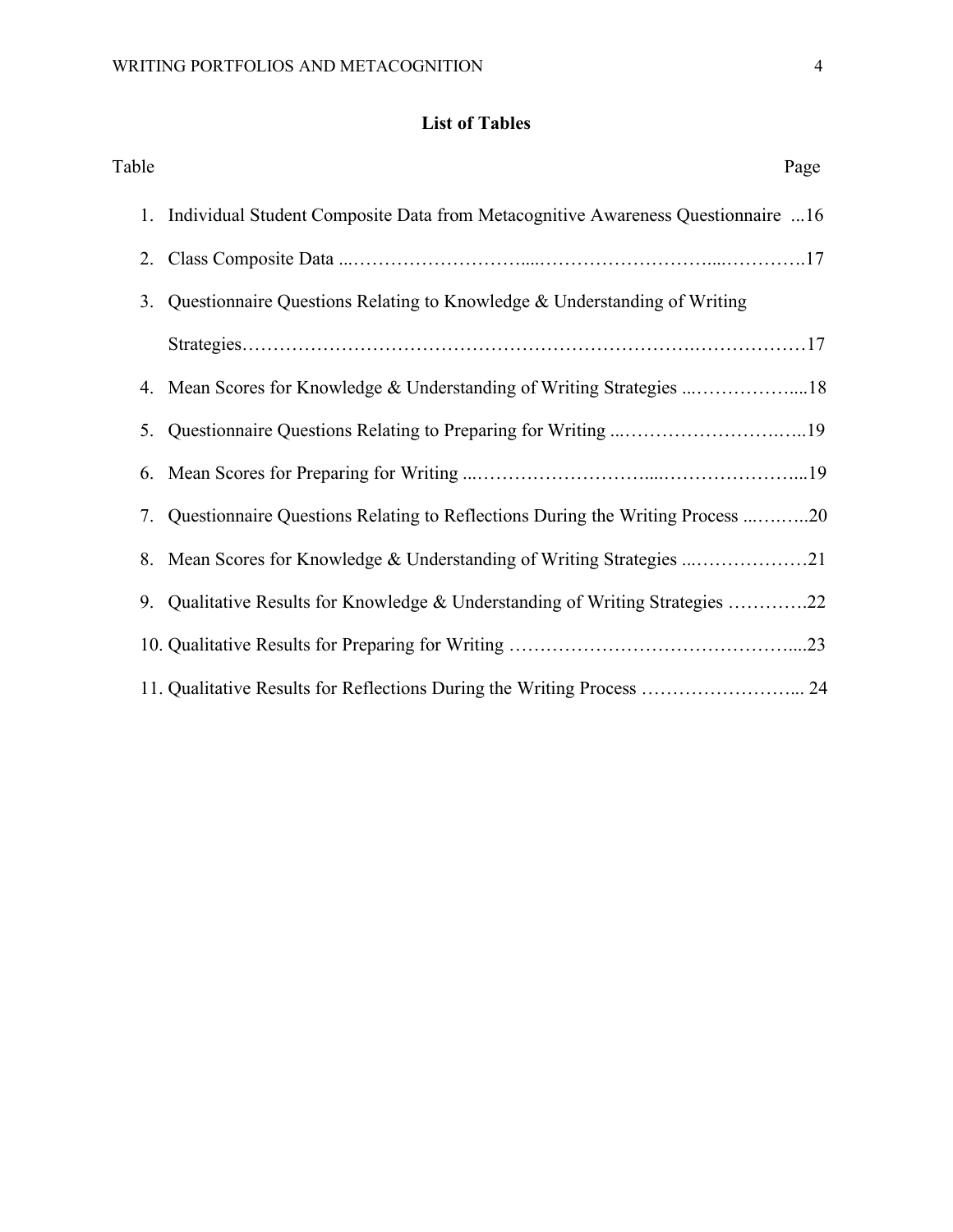# List of Tables

| Table | Page |
|---|---|
| 1. Individual Student Composite Data from Metacognitive Awareness Questionnaire | 16 |
| 2. Class Composite Data | 17 |
| 3. Questionnaire Questions Relating to Knowledge & Understanding of Writing Strategies | 17 |
| 4. Mean Scores for Knowledge & Understanding of Writing Strategies | 18 |
| 5. Questionnaire Questions Relating to Preparing for Writing | 19 |
| 6. Mean Scores for Preparing for Writing | 19 |
| 7. Questionnaire Questions Relating to Reflections During the Writing Process | 20 |
| 8. Mean Scores for Knowledge & Understanding of Writing Strategies | 21 |
| 9. Qualitative Results for Knowledge & Understanding of Writing Strategies | 22 |
| 10. Qualitative Results for Preparing for Writing | 23 |
| 11. Qualitative Results for Reflections During the Writing Process | 24 |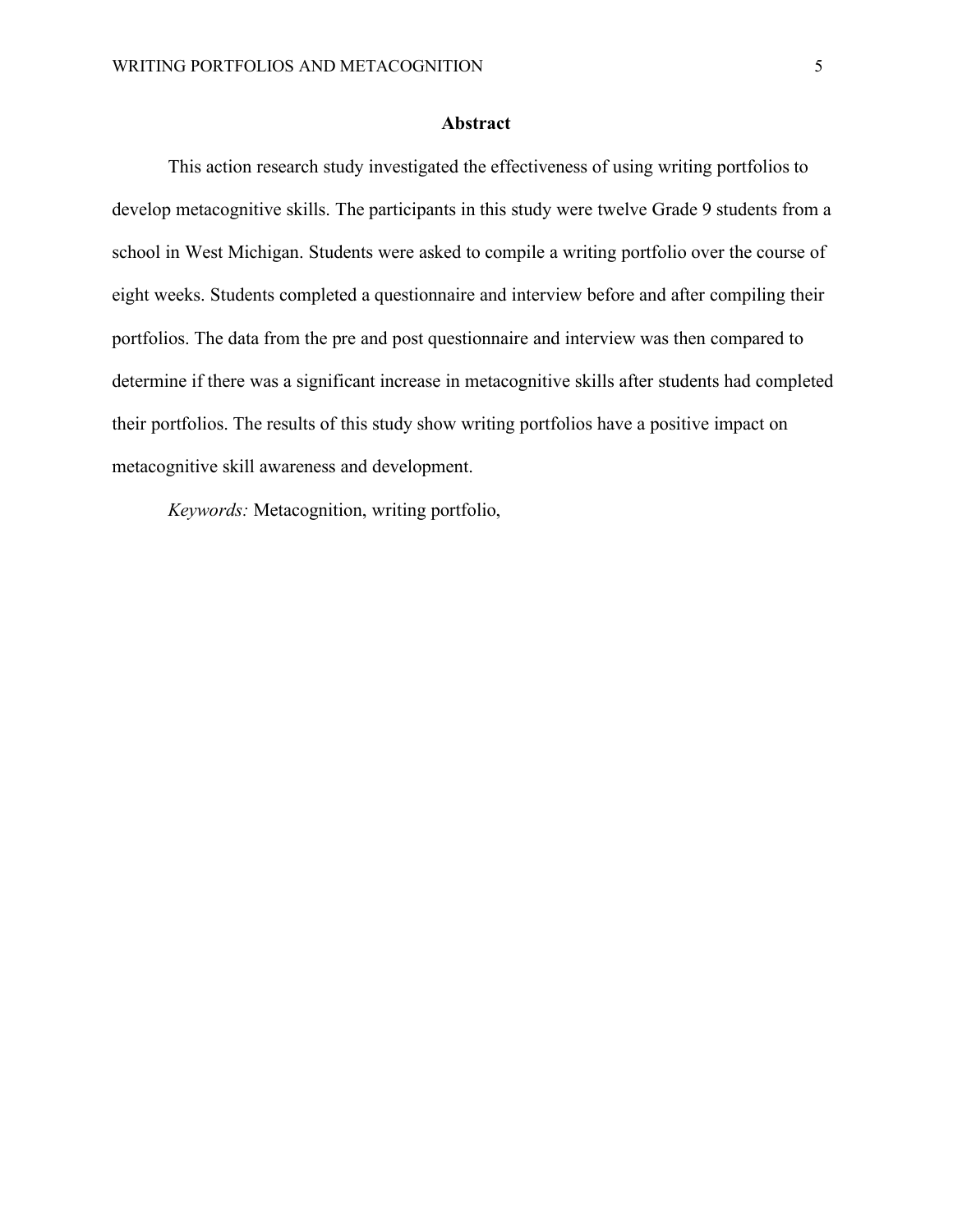# Abstract

This action research study investigated the effectiveness of using writing portfolios to develop metacognitive skills. The participants in this study were twelve Grade 9 students from a school in West Michigan. Students were asked to compile a writing portfolio over the course of eight weeks. Students completed a questionnaire and interview before and after compiling their portfolios. The data from the pre and post questionnaire and interview was then compared to determine if there was a significant increase in metacognitive skills after students had completed their portfolios. The results of this study show writing portfolios have a positive impact on metacognitive skill awareness and development.

*Keywords:* Metacognition, writing portfolio,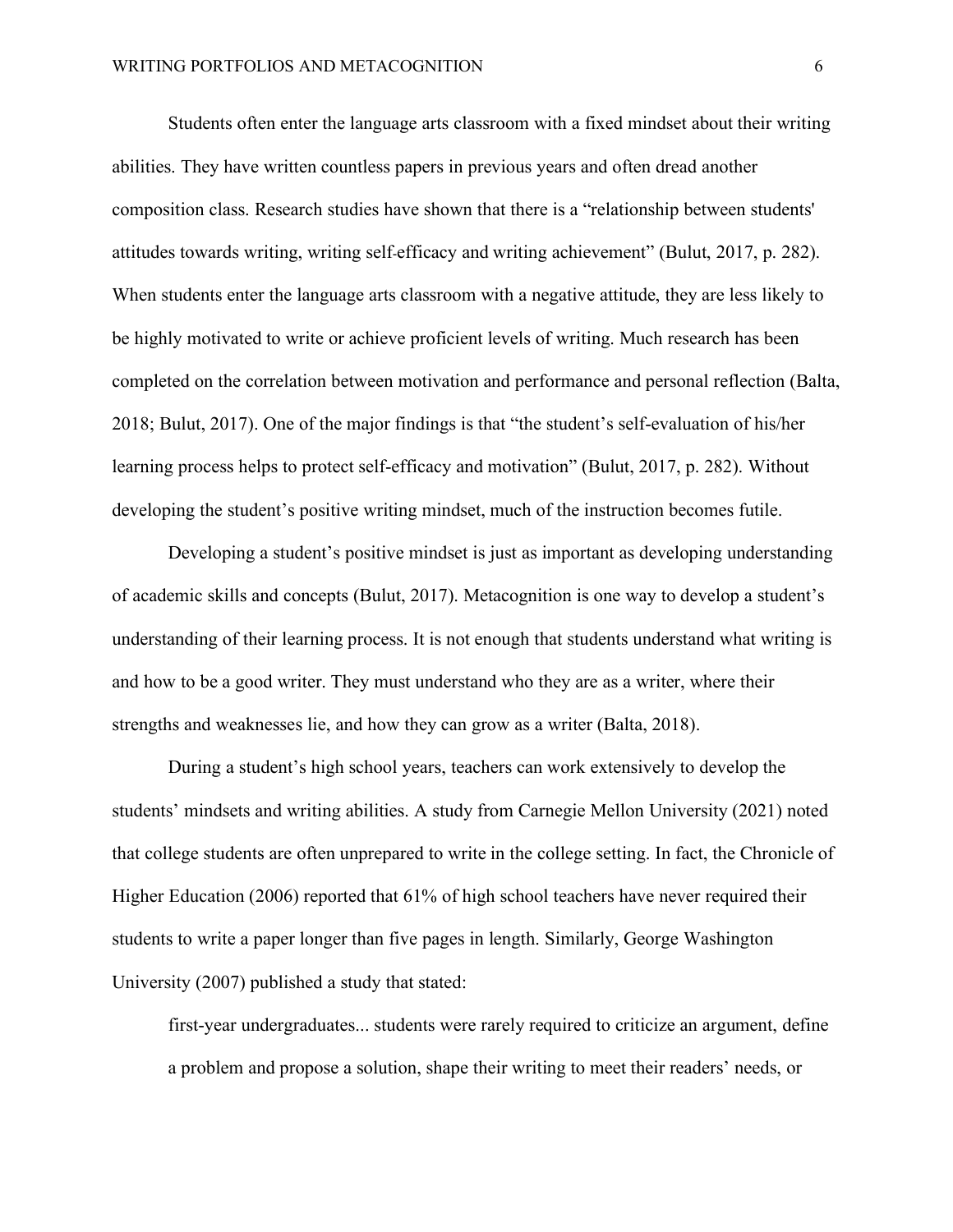Students often enter the language arts classroom with a fixed mindset about their writing abilities. They have written countless papers in previous years and often dread another composition class. Research studies have shown that there is a "relationship between students' attitudes towards writing, writing self-efficacy and writing achievement" (Bulut, 2017, p. 282). When students enter the language arts classroom with a negative attitude, they are less likely to be highly motivated to write or achieve proficient levels of writing. Much research has been completed on the correlation between motivation and performance and personal reflection (Balta, 2018; Bulut, 2017). One of the major findings is that "the student's self-evaluation of his/her learning process helps to protect self-efficacy and motivation" (Bulut, 2017, p. 282). Without developing the student's positive writing mindset, much of the instruction becomes futile.

Developing a student's positive mindset is just as important as developing understanding of academic skills and concepts (Bulut, 2017). Metacognition is one way to develop a student's understanding of their learning process. It is not enough that students understand what writing is and how to be a good writer. They must understand who they are as a writer, where their strengths and weaknesses lie, and how they can grow as a writer (Balta, 2018).

During a student's high school years, teachers can work extensively to develop the students' mindsets and writing abilities. A study from Carnegie Mellon University (2021) noted that college students are often unprepared to write in the college setting. In fact, the Chronicle of Higher Education (2006) reported that 61% of high school teachers have never required their students to write a paper longer than five pages in length. Similarly, George Washington University (2007) published a study that stated:

> first-year undergraduates... students were rarely required to criticize an argument, define a problem and propose a solution, shape their writing to meet their readers' needs, or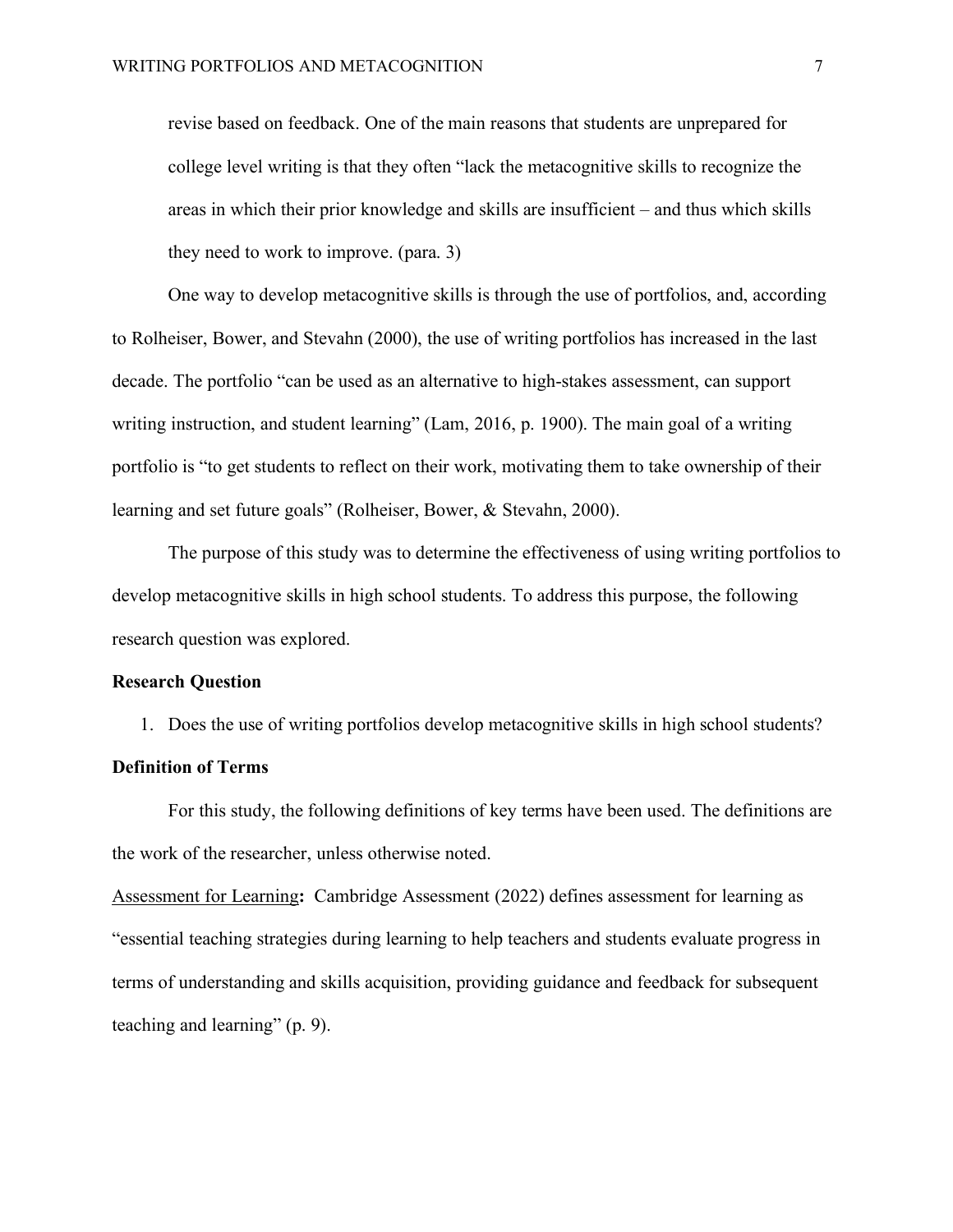revise based on feedback. One of the main reasons that students are unprepared for college level writing is that they often "lack the metacognitive skills to recognize the areas in which their prior knowledge and skills are insufficient – and thus which skills they need to work to improve. (para. 3)

One way to develop metacognitive skills is through the use of portfolios, and, according to Rolheiser, Bower, and Stevahn (2000), the use of writing portfolios has increased in the last decade. The portfolio "can be used as an alternative to high-stakes assessment, can support writing instruction, and student learning" (Lam, 2016, p. 1900). The main goal of a writing portfolio is "to get students to reflect on their work, motivating them to take ownership of their learning and set future goals" (Rolheiser, Bower, & Stevahn, 2000).

The purpose of this study was to determine the effectiveness of using writing portfolios to develop metacognitive skills in high school students. To address this purpose, the following research question was explored.

**Research Question**

1. Does the use of writing portfolios develop metacognitive skills in high school students?

**Definition of Terms**

For this study, the following definitions of key terms have been used. The definitions are the work of the researcher, unless otherwise noted.

<u>Assessment for Learning</u>**:** Cambridge Assessment (2022) defines assessment for learning as "essential teaching strategies during learning to help teachers and students evaluate progress in terms of understanding and skills acquisition, providing guidance and feedback for subsequent teaching and learning" (p. 9).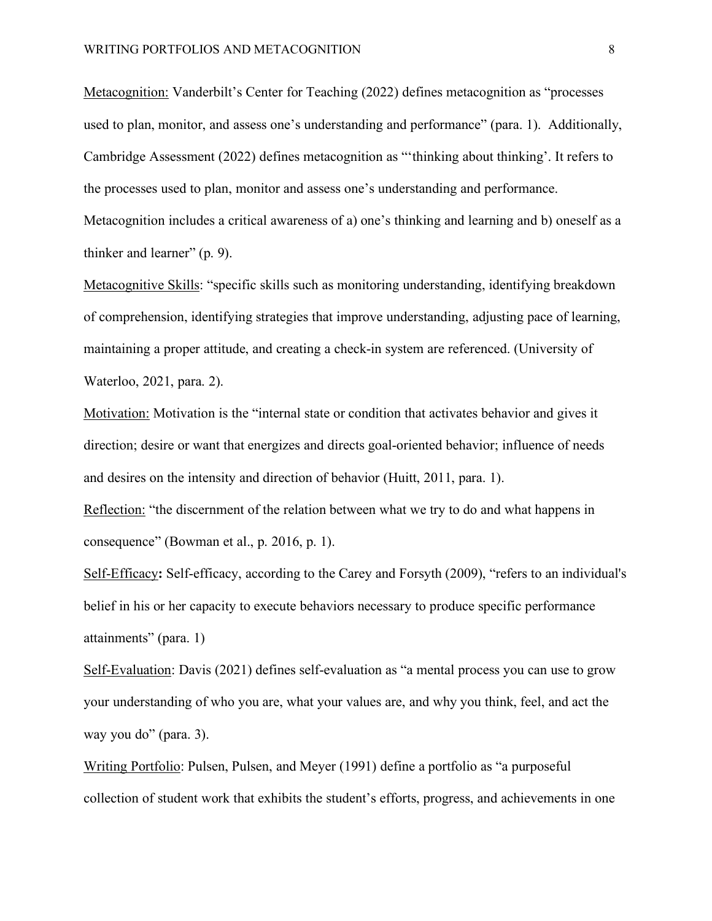<u>Metacognition:</u> Vanderbilt's Center for Teaching (2022) defines metacognition as "processes used to plan, monitor, and assess one's understanding and performance" (para. 1). Additionally, Cambridge Assessment (2022) defines metacognition as "'thinking about thinking'. It refers to the processes used to plan, monitor and assess one's understanding and performance. Metacognition includes a critical awareness of a) one's thinking and learning and b) oneself as a thinker and learner" (p. 9).

<u>Metacognitive Skills</u>: "specific skills such as monitoring understanding, identifying breakdown of comprehension, identifying strategies that improve understanding, adjusting pace of learning, maintaining a proper attitude, and creating a check-in system are referenced. (University of Waterloo, 2021, para. 2).

<u>Motivation:</u> Motivation is the "internal state or condition that activates behavior and gives it direction; desire or want that energizes and directs goal-oriented behavior; influence of needs and desires on the intensity and direction of behavior (Huitt, 2011, para. 1).

<u>Reflection:</u> "the discernment of the relation between what we try to do and what happens in consequence" (Bowman et al., p. 2016, p. 1).

<u>Self-Efficacy</u>**:** Self-efficacy, according to the Carey and Forsyth (2009), "refers to an individual's belief in his or her capacity to execute behaviors necessary to produce specific performance attainments" (para. 1)

<u>Self-Evaluation</u>: Davis (2021) defines self-evaluation as "a mental process you can use to grow your understanding of who you are, what your values are, and why you think, feel, and act the way you do" (para. 3).

<u>Writing Portfolio</u>: Pulsen, Pulsen, and Meyer (1991) define a portfolio as "a purposeful collection of student work that exhibits the student's efforts, progress, and achievements in one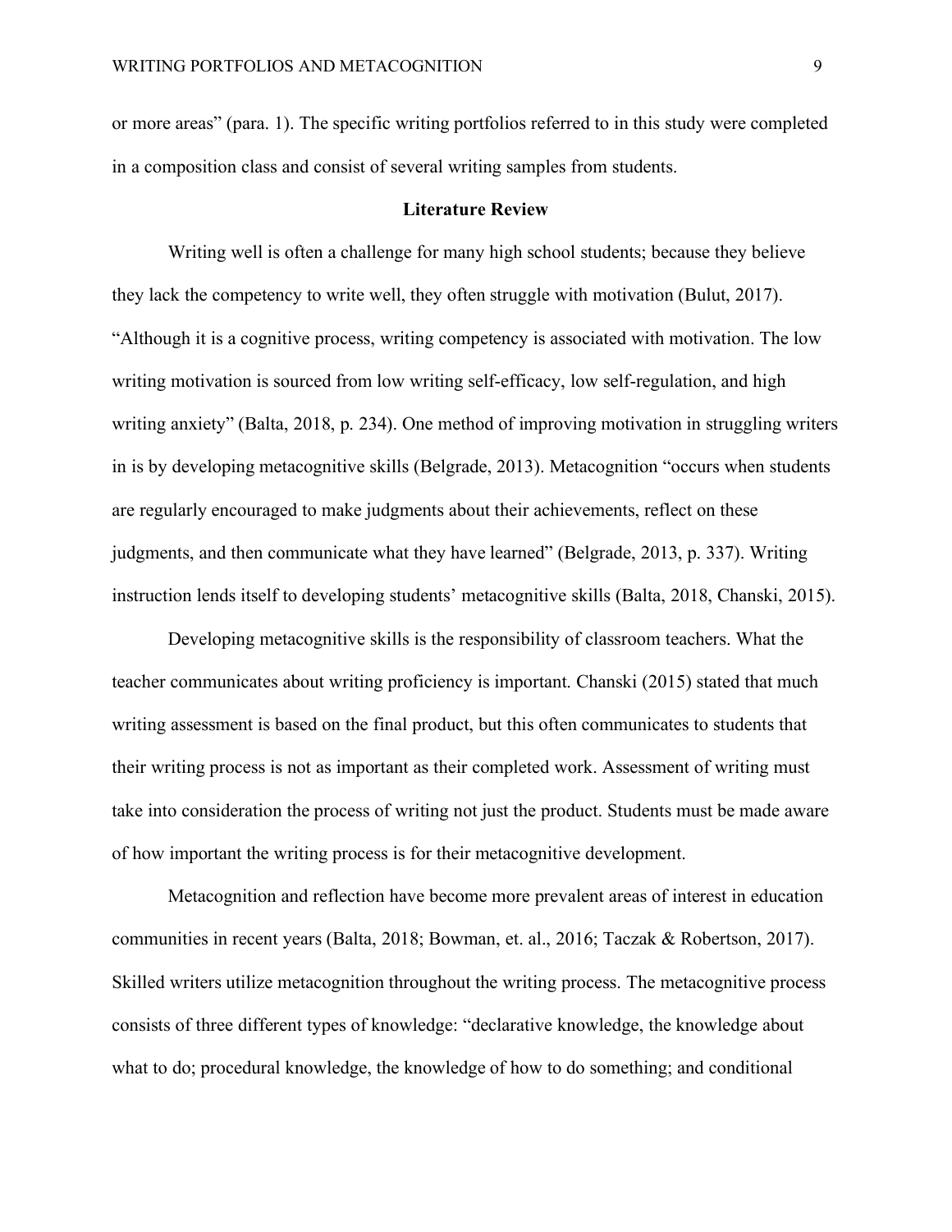or more areas" (para. 1). The specific writing portfolios referred to in this study were completed in a composition class and consist of several writing samples from students.

## Literature Review

Writing well is often a challenge for many high school students; because they believe they lack the competency to write well, they often struggle with motivation (Bulut, 2017). "Although it is a cognitive process, writing competency is associated with motivation. The low writing motivation is sourced from low writing self-efficacy, low self-regulation, and high writing anxiety" (Balta, 2018, p. 234). One method of improving motivation in struggling writers in is by developing metacognitive skills (Belgrade, 2013). Metacognition "occurs when students are regularly encouraged to make judgments about their achievements, reflect on these judgments, and then communicate what they have learned" (Belgrade, 2013, p. 337). Writing instruction lends itself to developing students' metacognitive skills (Balta, 2018, Chanski, 2015).

Developing metacognitive skills is the responsibility of classroom teachers. What the teacher communicates about writing proficiency is important. Chanski (2015) stated that much writing assessment is based on the final product, but this often communicates to students that their writing process is not as important as their completed work. Assessment of writing must take into consideration the process of writing not just the product. Students must be made aware of how important the writing process is for their metacognitive development.

Metacognition and reflection have become more prevalent areas of interest in education communities in recent years (Balta, 2018; Bowman, et. al., 2016; Taczak & Robertson, 2017). Skilled writers utilize metacognition throughout the writing process. The metacognitive process consists of three different types of knowledge: "declarative knowledge, the knowledge about what to do; procedural knowledge, the knowledge of how to do something; and conditional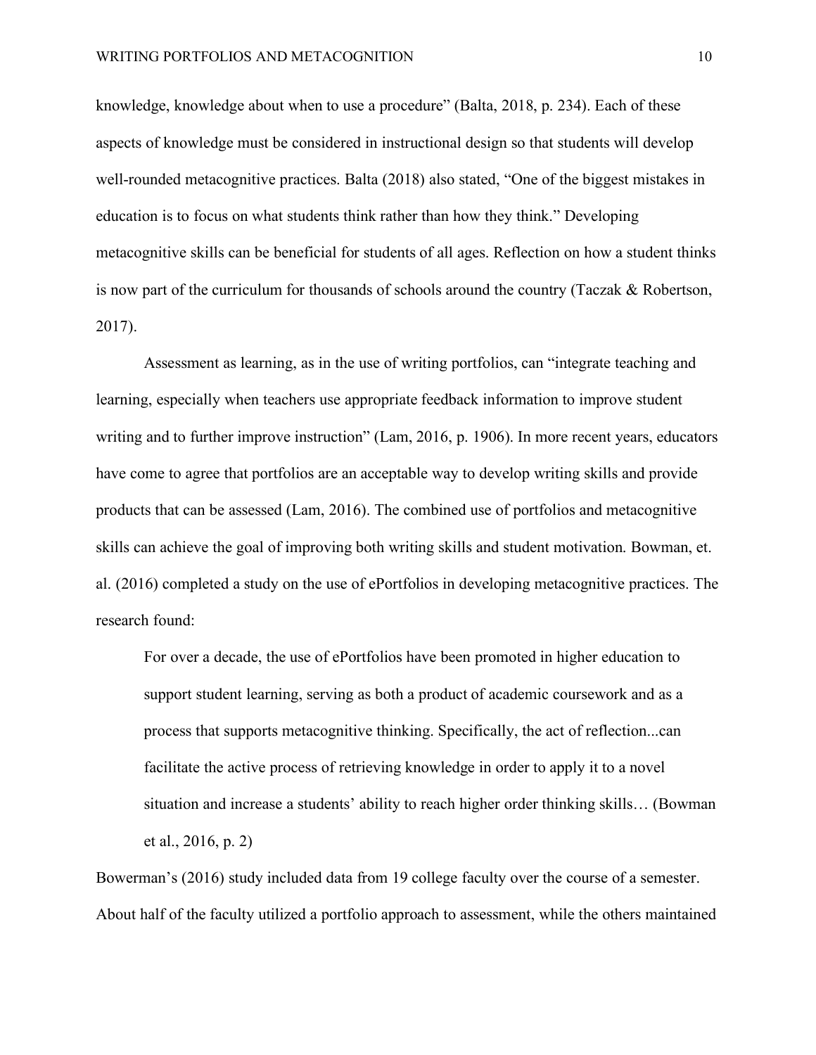knowledge, knowledge about when to use a procedure" (Balta, 2018, p. 234). Each of these aspects of knowledge must be considered in instructional design so that students will develop well-rounded metacognitive practices. Balta (2018) also stated, "One of the biggest mistakes in education is to focus on what students think rather than how they think." Developing metacognitive skills can be beneficial for students of all ages. Reflection on how a student thinks is now part of the curriculum for thousands of schools around the country (Taczak & Robertson, 2017).

Assessment as learning, as in the use of writing portfolios, can "integrate teaching and learning, especially when teachers use appropriate feedback information to improve student writing and to further improve instruction" (Lam, 2016, p. 1906). In more recent years, educators have come to agree that portfolios are an acceptable way to develop writing skills and provide products that can be assessed (Lam, 2016). The combined use of portfolios and metacognitive skills can achieve the goal of improving both writing skills and student motivation. Bowman, et. al. (2016) completed a study on the use of ePortfolios in developing metacognitive practices. The research found:

> For over a decade, the use of ePortfolios have been promoted in higher education to support student learning, serving as both a product of academic coursework and as a process that supports metacognitive thinking. Specifically, the act of reflection...can facilitate the active process of retrieving knowledge in order to apply it to a novel situation and increase a students' ability to reach higher order thinking skills… (Bowman et al., 2016, p. 2)

Bowerman's (2016) study included data from 19 college faculty over the course of a semester. About half of the faculty utilized a portfolio approach to assessment, while the others maintained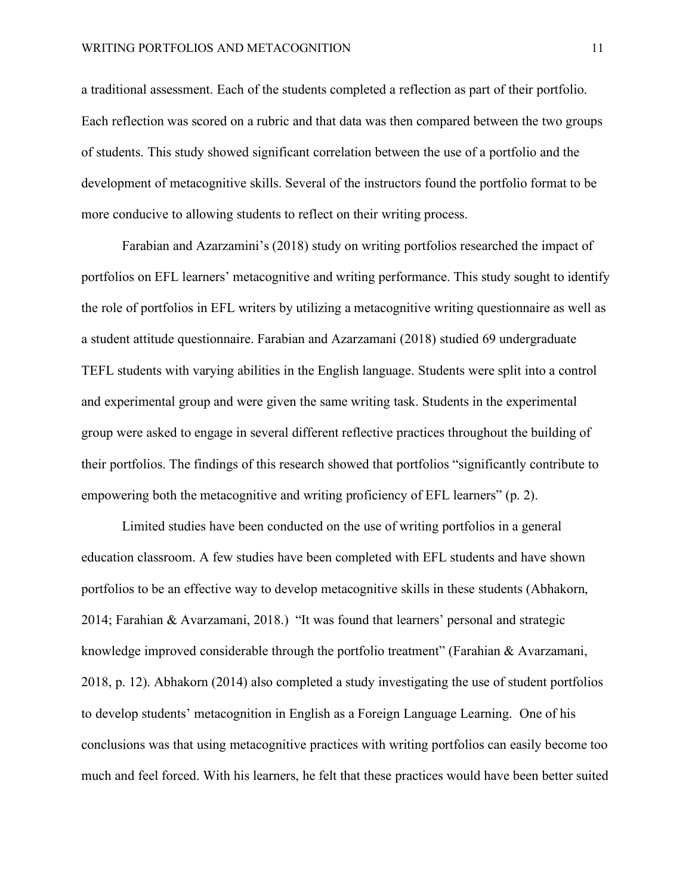a traditional assessment. Each of the students completed a reflection as part of their portfolio. Each reflection was scored on a rubric and that data was then compared between the two groups of students. This study showed significant correlation between the use of a portfolio and the development of metacognitive skills. Several of the instructors found the portfolio format to be more conducive to allowing students to reflect on their writing process.

Farabian and Azarzamini's (2018) study on writing portfolios researched the impact of portfolios on EFL learners' metacognitive and writing performance. This study sought to identify the role of portfolios in EFL writers by utilizing a metacognitive writing questionnaire as well as a student attitude questionnaire. Farabian and Azarzamani (2018) studied 69 undergraduate TEFL students with varying abilities in the English language. Students were split into a control and experimental group and were given the same writing task. Students in the experimental group were asked to engage in several different reflective practices throughout the building of their portfolios. The findings of this research showed that portfolios "significantly contribute to empowering both the metacognitive and writing proficiency of EFL learners" (p. 2).

Limited studies have been conducted on the use of writing portfolios in a general education classroom. A few studies have been completed with EFL students and have shown portfolios to be an effective way to develop metacognitive skills in these students (Abhakorn, 2014; Farahian & Avarzamani, 2018.)  "It was found that learners' personal and strategic knowledge improved considerable through the portfolio treatment" (Farahian & Avarzamani, 2018, p. 12). Abhakorn (2014) also completed a study investigating the use of student portfolios to develop students' metacognition in English as a Foreign Language Learning.  One of his conclusions was that using metacognitive practices with writing portfolios can easily become too much and feel forced. With his learners, he felt that these practices would have been better suited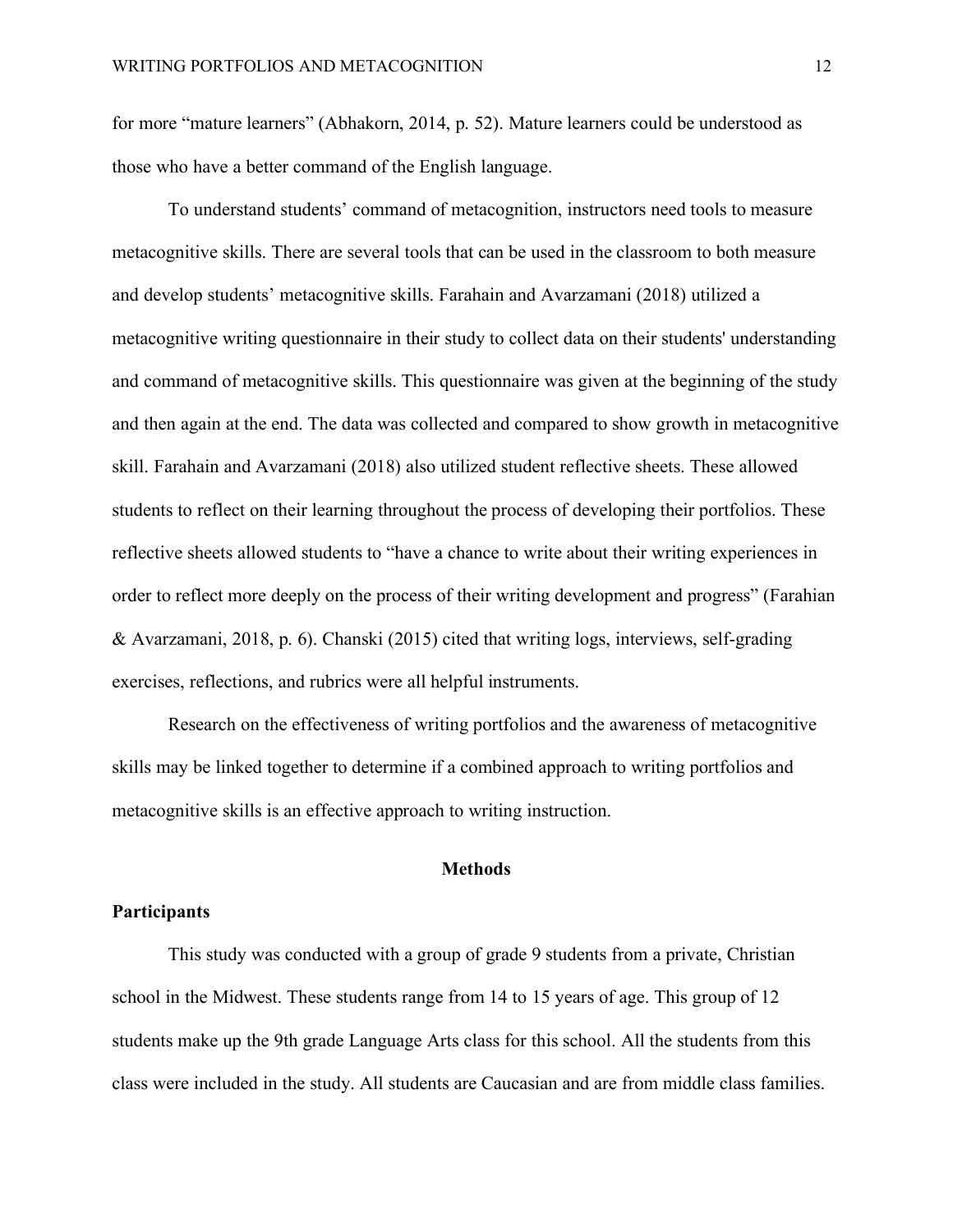for more "mature learners" (Abhakorn, 2014, p. 52). Mature learners could be understood as those who have a better command of the English language.

To understand students' command of metacognition, instructors need tools to measure metacognitive skills. There are several tools that can be used in the classroom to both measure and develop students' metacognitive skills. Farahain and Avarzamani (2018) utilized a metacognitive writing questionnaire in their study to collect data on their students' understanding and command of metacognitive skills. This questionnaire was given at the beginning of the study and then again at the end. The data was collected and compared to show growth in metacognitive skill. Farahain and Avarzamani (2018) also utilized student reflective sheets. These allowed students to reflect on their learning throughout the process of developing their portfolios. These reflective sheets allowed students to "have a chance to write about their writing experiences in order to reflect more deeply on the process of their writing development and progress" (Farahian & Avarzamani, 2018, p. 6). Chanski (2015) cited that writing logs, interviews, self-grading exercises, reflections, and rubrics were all helpful instruments.

Research on the effectiveness of writing portfolios and the awareness of metacognitive skills may be linked together to determine if a combined approach to writing portfolios and metacognitive skills is an effective approach to writing instruction.

## Methods

### Participants

This study was conducted with a group of grade 9 students from a private, Christian school in the Midwest. These students range from 14 to 15 years of age. This group of 12 students make up the 9th grade Language Arts class for this school. All the students from this class were included in the study. All students are Caucasian and are from middle class families.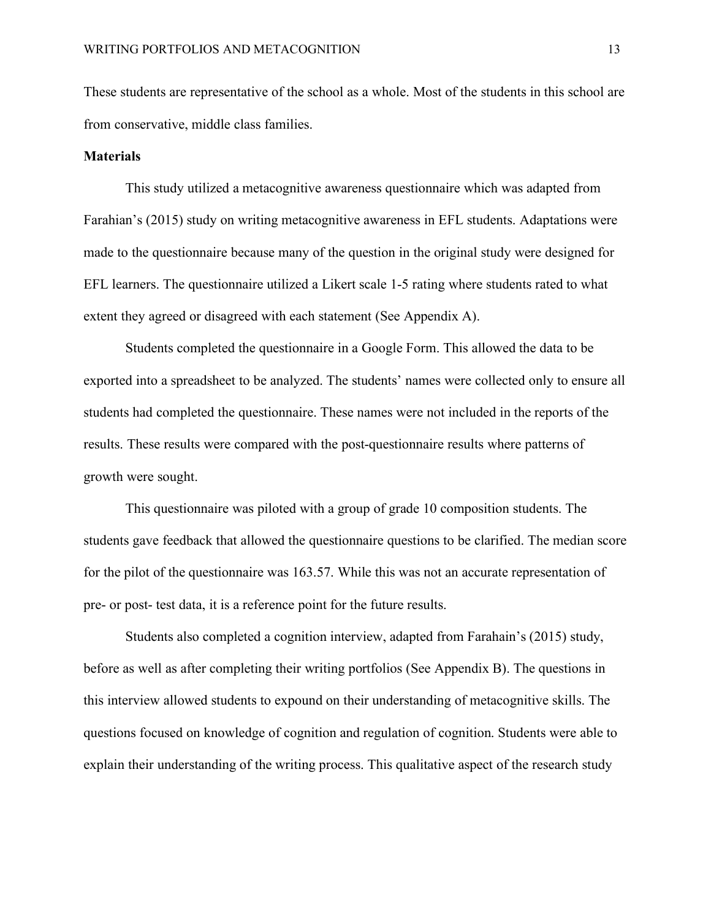These students are representative of the school as a whole. Most of the students in this school are from conservative, middle class families.

**Materials**

This study utilized a metacognitive awareness questionnaire which was adapted from Farahian's (2015) study on writing metacognitive awareness in EFL students. Adaptations were made to the questionnaire because many of the question in the original study were designed for EFL learners. The questionnaire utilized a Likert scale 1-5 rating where students rated to what extent they agreed or disagreed with each statement (See Appendix A).

Students completed the questionnaire in a Google Form. This allowed the data to be exported into a spreadsheet to be analyzed. The students' names were collected only to ensure all students had completed the questionnaire. These names were not included in the reports of the results. These results were compared with the post-questionnaire results where patterns of growth were sought.

This questionnaire was piloted with a group of grade 10 composition students. The students gave feedback that allowed the questionnaire questions to be clarified. The median score for the pilot of the questionnaire was 163.57. While this was not an accurate representation of pre- or post- test data, it is a reference point for the future results.

Students also completed a cognition interview, adapted from Farahain's (2015) study, before as well as after completing their writing portfolios (See Appendix B). The questions in this interview allowed students to expound on their understanding of metacognitive skills. The questions focused on knowledge of cognition and regulation of cognition. Students were able to explain their understanding of the writing process. This qualitative aspect of the research study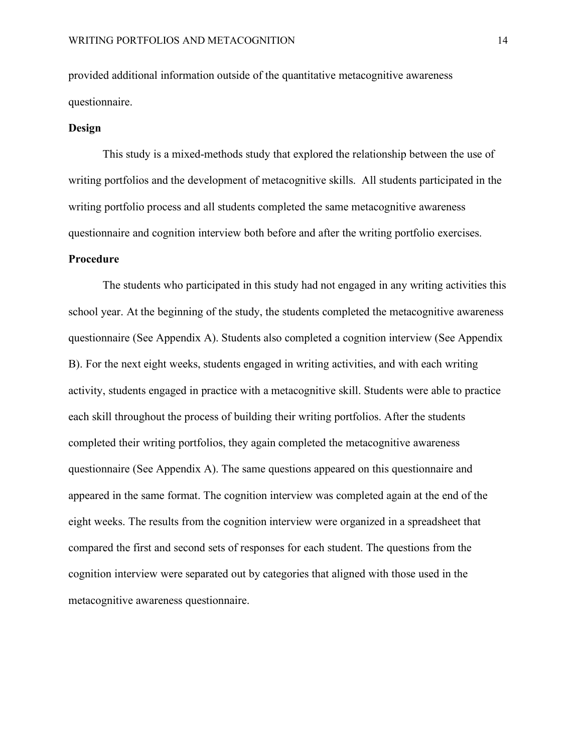provided additional information outside of the quantitative metacognitive awareness questionnaire.

**Design**

This study is a mixed-methods study that explored the relationship between the use of writing portfolios and the development of metacognitive skills. All students participated in the writing portfolio process and all students completed the same metacognitive awareness questionnaire and cognition interview both before and after the writing portfolio exercises.

**Procedure**

The students who participated in this study had not engaged in any writing activities this school year. At the beginning of the study, the students completed the metacognitive awareness questionnaire (See Appendix A). Students also completed a cognition interview (See Appendix B). For the next eight weeks, students engaged in writing activities, and with each writing activity, students engaged in practice with a metacognitive skill. Students were able to practice each skill throughout the process of building their writing portfolios. After the students completed their writing portfolios, they again completed the metacognitive awareness questionnaire (See Appendix A). The same questions appeared on this questionnaire and appeared in the same format. The cognition interview was completed again at the end of the eight weeks. The results from the cognition interview were organized in a spreadsheet that compared the first and second sets of responses for each student. The questions from the cognition interview were separated out by categories that aligned with those used in the metacognitive awareness questionnaire.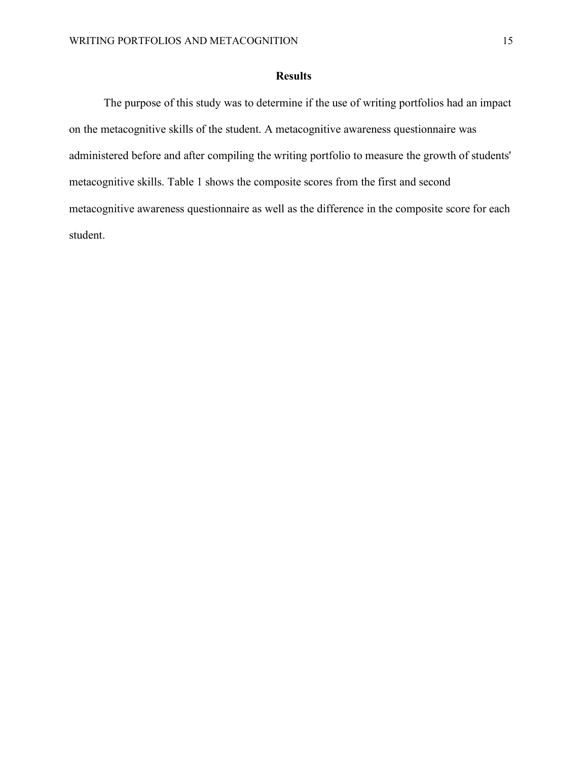## Results

The purpose of this study was to determine if the use of writing portfolios had an impact on the metacognitive skills of the student. A metacognitive awareness questionnaire was administered before and after compiling the writing portfolio to measure the growth of students' metacognitive skills. Table 1 shows the composite scores from the first and second metacognitive awareness questionnaire as well as the difference in the composite score for each student.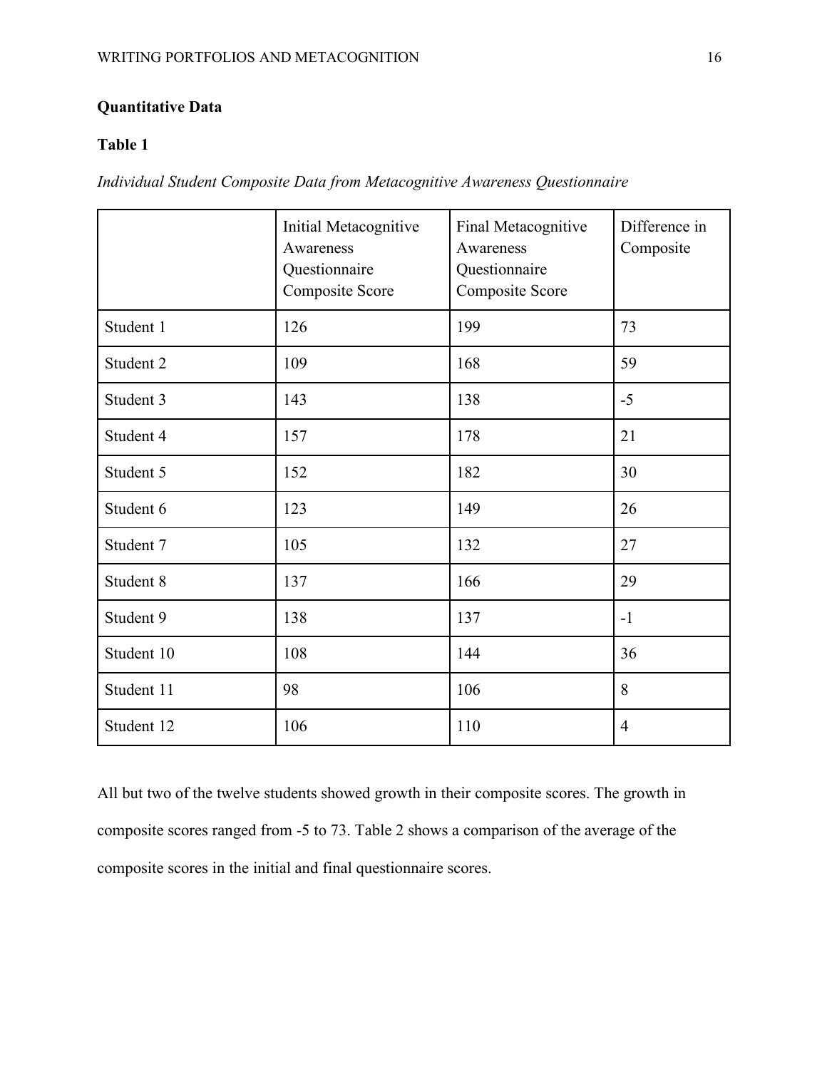**Quantitative Data**

**Table 1**

*Individual Student Composite Data from Metacognitive Awareness Questionnaire*

| | Initial Metacognitive Awareness Questionnaire Composite Score | Final Metacognitive Awareness Questionnaire Composite Score | Difference in Composite |
|---|---|---|---|
| Student 1 | 126 | 199 | 73 |
| Student 2 | 109 | 168 | 59 |
| Student 3 | 143 | 138 | -5 |
| Student 4 | 157 | 178 | 21 |
| Student 5 | 152 | 182 | 30 |
| Student 6 | 123 | 149 | 26 |
| Student 7 | 105 | 132 | 27 |
| Student 8 | 137 | 166 | 29 |
| Student 9 | 138 | 137 | -1 |
| Student 10 | 108 | 144 | 36 |
| Student 11 | 98 | 106 | 8 |
| Student 12 | 106 | 110 | 4 |

All but two of the twelve students showed growth in their composite scores. The growth in composite scores ranged from -5 to 73. Table 2 shows a comparison of the average of the composite scores in the initial and final questionnaire scores.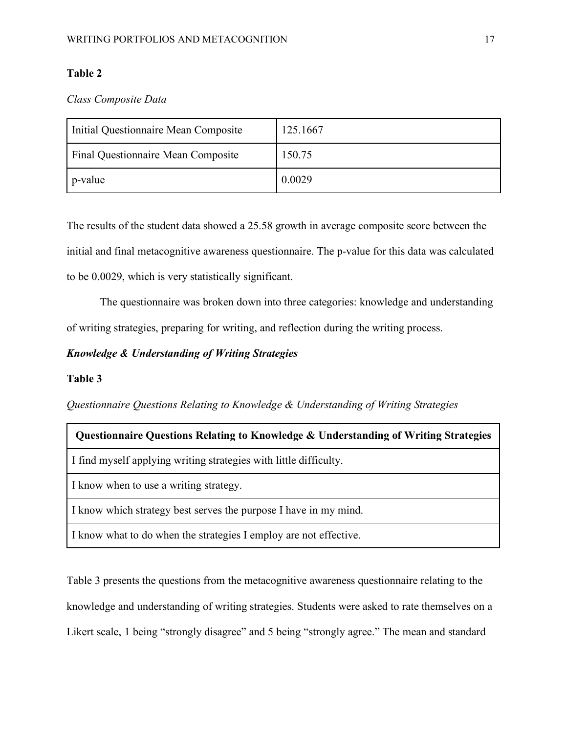**Table 2**

*Class Composite Data*

| Initial Questionnaire Mean Composite | 125.1667 |
|---|---|
| Final Questionnaire Mean Composite | 150.75 |
| p-value | 0.0029 |

The results of the student data showed a 25.58 growth in average composite score between the initial and final metacognitive awareness questionnaire. The p-value for this data was calculated to be 0.0029, which is very statistically significant.

The questionnaire was broken down into three categories: knowledge and understanding of writing strategies, preparing for writing, and reflection during the writing process.

***Knowledge & Understanding of Writing Strategies***

**Table 3**

*Questionnaire Questions Relating to Knowledge & Understanding of Writing Strategies*

| **Questionnaire Questions Relating to Knowledge & Understanding of Writing Strategies** |
|---|
| I find myself applying writing strategies with little difficulty. |
| I know when to use a writing strategy. |
| I know which strategy best serves the purpose I have in my mind. |
| I know what to do when the strategies I employ are not effective. |

Table 3 presents the questions from the metacognitive awareness questionnaire relating to the knowledge and understanding of writing strategies. Students were asked to rate themselves on a Likert scale, 1 being "strongly disagree" and 5 being "strongly agree." The mean and standard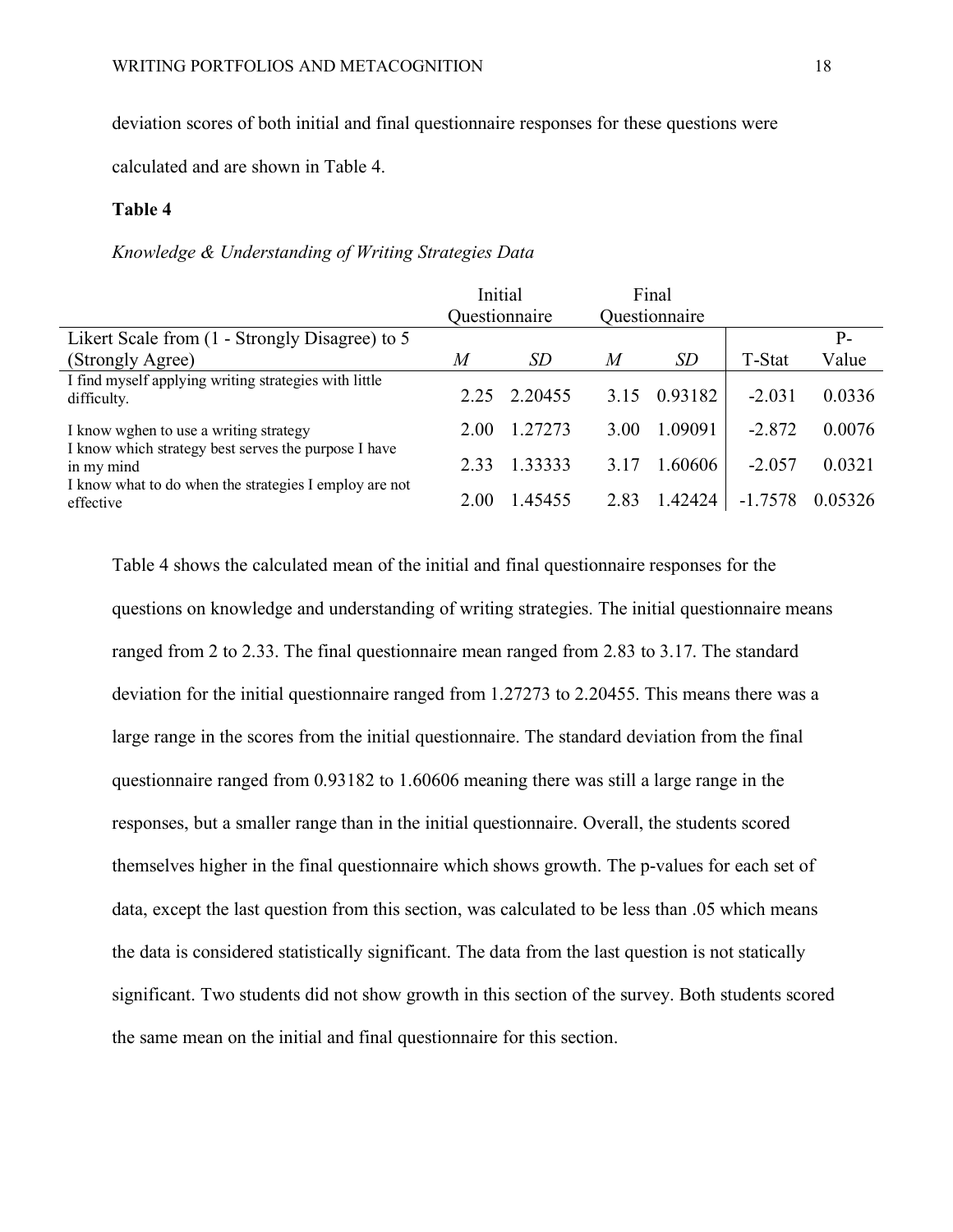deviation scores of both initial and final questionnaire responses for these questions were calculated and are shown in Table 4.

**Table 4**

*Knowledge & Understanding of Writing Strategies Data*

| | Initial Questionnaire | | Final Questionnaire | | | |
|---|---|---|---|---|---|---|
| Likert Scale from (1 - Strongly Disagree) to 5 (Strongly Agree) | *M* | *SD* | *M* | *SD* | T-Stat | P-Value |
| I find myself applying writing strategies with little difficulty. | 2.25 | 2.20455 | 3.15 | 0.93182 | -2.031 | 0.0336 |
| I know wghen to use a writing strategy | 2.00 | 1.27273 | 3.00 | 1.09091 | -2.872 | 0.0076 |
| I know which strategy best serves the purpose I have in my mind | 2.33 | 1.33333 | 3.17 | 1.60606 | -2.057 | 0.0321 |
| I know what to do when the strategies I employ are not effective | 2.00 | 1.45455 | 2.83 | 1.42424 | -1.7578 | 0.05326 |

Table 4 shows the calculated mean of the initial and final questionnaire responses for the questions on knowledge and understanding of writing strategies. The initial questionnaire means ranged from 2 to 2.33. The final questionnaire mean ranged from 2.83 to 3.17. The standard deviation for the initial questionnaire ranged from 1.27273 to 2.20455. This means there was a large range in the scores from the initial questionnaire. The standard deviation from the final questionnaire ranged from 0.93182 to 1.60606 meaning there was still a large range in the responses, but a smaller range than in the initial questionnaire. Overall, the students scored themselves higher in the final questionnaire which shows growth. The p-values for each set of data, except the last question from this section, was calculated to be less than .05 which means the data is considered statistically significant. The data from the last question is not statically significant. Two students did not show growth in this section of the survey. Both students scored the same mean on the initial and final questionnaire for this section.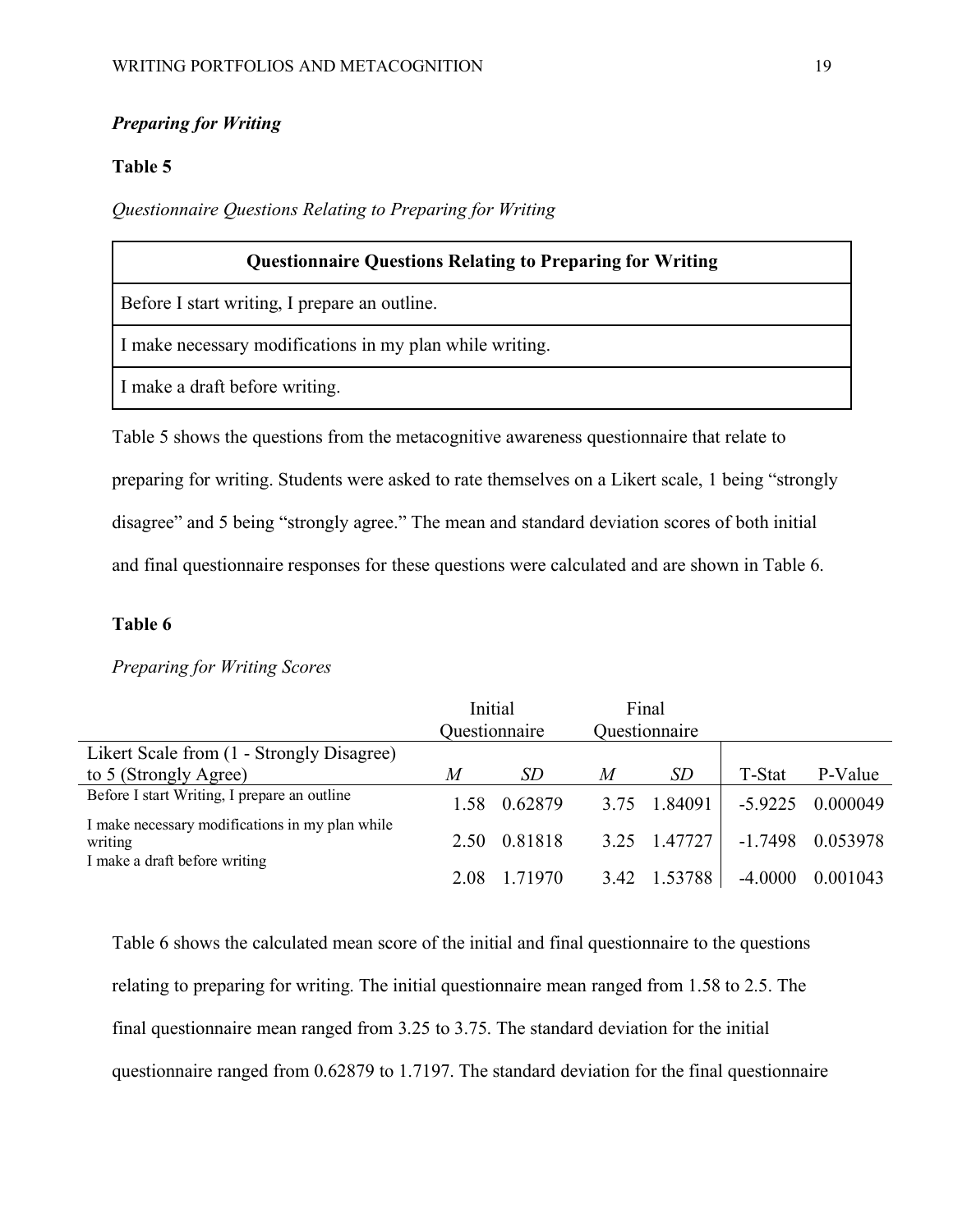### *Preparing for Writing*

**Table 5**

*Questionnaire Questions Relating to Preparing for Writing*

| Questionnaire Questions Relating to Preparing for Writing |
| --- |
| Before I start writing, I prepare an outline. |
| I make necessary modifications in my plan while writing. |
| I make a draft before writing. |

Table 5 shows the questions from the metacognitive awareness questionnaire that relate to preparing for writing. Students were asked to rate themselves on a Likert scale, 1 being "strongly disagree" and 5 being "strongly agree." The mean and standard deviation scores of both initial and final questionnaire responses for these questions were calculated and are shown in Table 6.

**Table 6**

*Preparing for Writing Scores*

| | Initial Questionnaire | | Final Questionnaire | | | |
| --- | --- | --- | --- | --- | --- | --- |
| Likert Scale from (1 - Strongly Disagree) to 5 (Strongly Agree) | *M* | *SD* | *M* | *SD* | T-Stat | P-Value |
| Before I start Writing, I prepare an outline | 1.58 | 0.62879 | 3.75 | 1.84091 | -5.9225 | 0.000049 |
| I make necessary modifications in my plan while writing | 2.50 | 0.81818 | 3.25 | 1.47727 | -1.7498 | 0.053978 |
| I make a draft before writing | 2.08 | 1.71970 | 3.42 | 1.53788 | -4.0000 | 0.001043 |

Table 6 shows the calculated mean score of the initial and final questionnaire to the questions relating to preparing for writing. The initial questionnaire mean ranged from 1.58 to 2.5. The final questionnaire mean ranged from 3.25 to 3.75. The standard deviation for the initial questionnaire ranged from 0.62879 to 1.7197. The standard deviation for the final questionnaire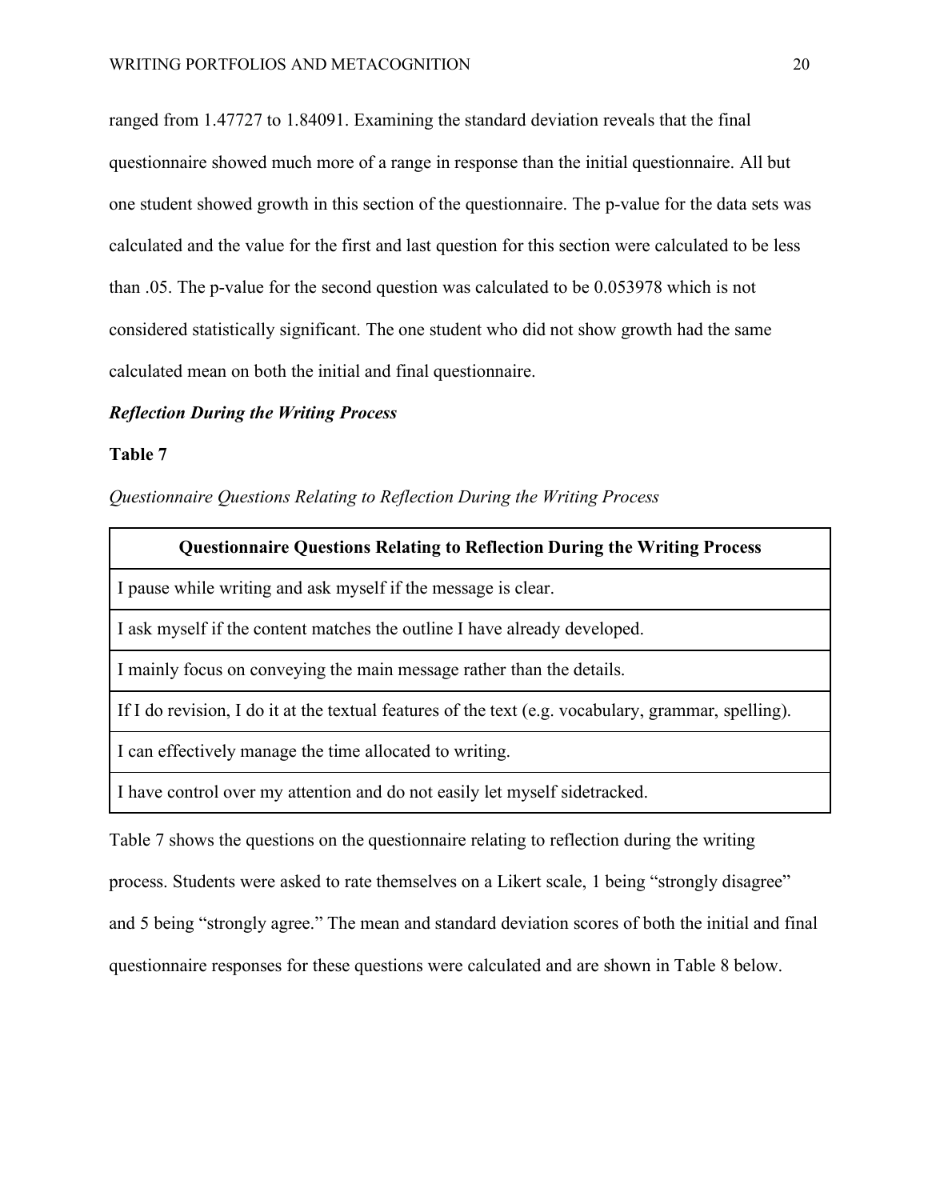ranged from 1.47727 to 1.84091. Examining the standard deviation reveals that the final questionnaire showed much more of a range in response than the initial questionnaire. All but one student showed growth in this section of the questionnaire. The p-value for the data sets was calculated and the value for the first and last question for this section were calculated to be less than .05. The p-value for the second question was calculated to be 0.053978 which is not considered statistically significant. The one student who did not show growth had the same calculated mean on both the initial and final questionnaire.

### *Reflection During the Writing Process*

**Table 7**

*Questionnaire Questions Relating to Reflection During the Writing Process*

| Questionnaire Questions Relating to Reflection During the Writing Process |
|---|
| I pause while writing and ask myself if the message is clear. |
| I ask myself if the content matches the outline I have already developed. |
| I mainly focus on conveying the main message rather than the details. |
| If I do revision, I do it at the textual features of the text (e.g. vocabulary, grammar, spelling). |
| I can effectively manage the time allocated to writing. |
| I have control over my attention and do not easily let myself sidetracked. |

Table 7 shows the questions on the questionnaire relating to reflection during the writing process. Students were asked to rate themselves on a Likert scale, 1 being "strongly disagree" and 5 being "strongly agree." The mean and standard deviation scores of both the initial and final questionnaire responses for these questions were calculated and are shown in Table 8 below.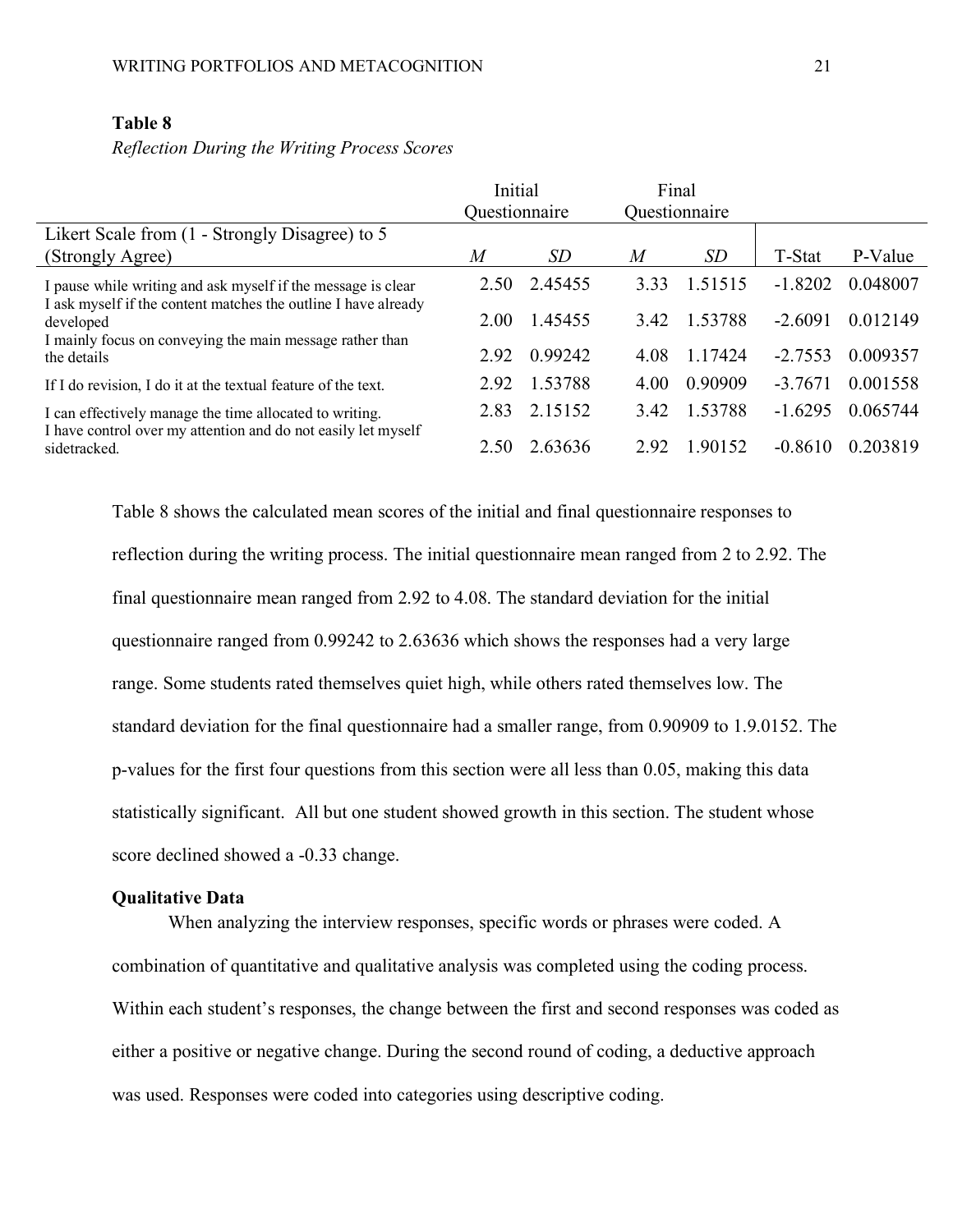**Table 8**

*Reflection During the Writing Process Scores*

| | Initial Questionnaire | | Final Questionnaire | | | |
|---|---|---|---|---|---|---|
| Likert Scale from (1 - Strongly Disagree) to 5 (Strongly Agree) | *M* | *SD* | *M* | *SD* | T-Stat | P-Value |
| I pause while writing and ask myself if the message is clear | 2.50 | 2.45455 | 3.33 | 1.51515 | -1.8202 | 0.048007 |
| I ask myself if the content matches the outline I have already developed | 2.00 | 1.45455 | 3.42 | 1.53788 | -2.6091 | 0.012149 |
| I mainly focus on conveying the main message rather than the details | 2.92 | 0.99242 | 4.08 | 1.17424 | -2.7553 | 0.009357 |
| If I do revision, I do it at the textual feature of the text. | 2.92 | 1.53788 | 4.00 | 0.90909 | -3.7671 | 0.001558 |
| I can effectively manage the time allocated to writing. | 2.83 | 2.15152 | 3.42 | 1.53788 | -1.6295 | 0.065744 |
| I have control over my attention and do not easily let myself sidetracked. | 2.50 | 2.63636 | 2.92 | 1.90152 | -0.8610 | 0.203819 |

Table 8 shows the calculated mean scores of the initial and final questionnaire responses to reflection during the writing process. The initial questionnaire mean ranged from 2 to 2.92. The final questionnaire mean ranged from 2.92 to 4.08. The standard deviation for the initial questionnaire ranged from 0.99242 to 2.63636 which shows the responses had a very large range. Some students rated themselves quiet high, while others rated themselves low. The standard deviation for the final questionnaire had a smaller range, from 0.90909 to 1.9.0152. The p-values for the first four questions from this section were all less than 0.05, making this data statistically significant. All but one student showed growth in this section. The student whose score declined showed a -0.33 change.

**Qualitative Data**

When analyzing the interview responses, specific words or phrases were coded. A combination of quantitative and qualitative analysis was completed using the coding process. Within each student's responses, the change between the first and second responses was coded as either a positive or negative change. During the second round of coding, a deductive approach was used. Responses were coded into categories using descriptive coding.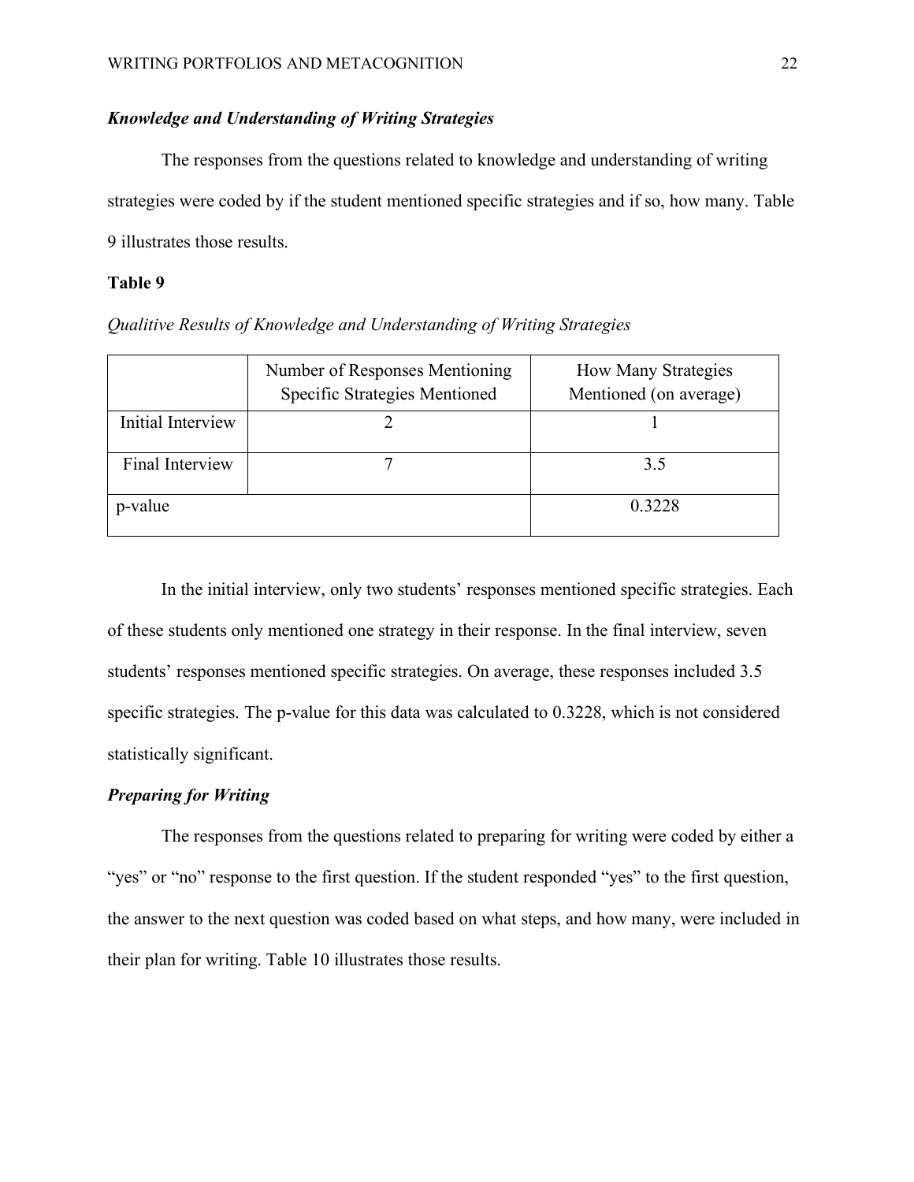### ***Knowledge and Understanding of Writing Strategies***

The responses from the questions related to knowledge and understanding of writing strategies were coded by if the student mentioned specific strategies and if so, how many. Table 9 illustrates those results.

**Table 9**

*Qualitive Results of Knowledge and Understanding of Writing Strategies*

| | Number of Responses Mentioning Specific Strategies Mentioned | How Many Strategies Mentioned (on average) |
|---|---|---|
| Initial Interview | 2 | 1 |
| Final Interview | 7 | 3.5 |
| p-value | | 0.3228 |

In the initial interview, only two students' responses mentioned specific strategies. Each of these students only mentioned one strategy in their response. In the final interview, seven students' responses mentioned specific strategies. On average, these responses included 3.5 specific strategies. The p-value for this data was calculated to 0.3228, which is not considered statistically significant.

### ***Preparing for Writing***

The responses from the questions related to preparing for writing were coded by either a "yes" or "no" response to the first question. If the student responded "yes" to the first question, the answer to the next question was coded based on what steps, and how many, were included in their plan for writing. Table 10 illustrates those results.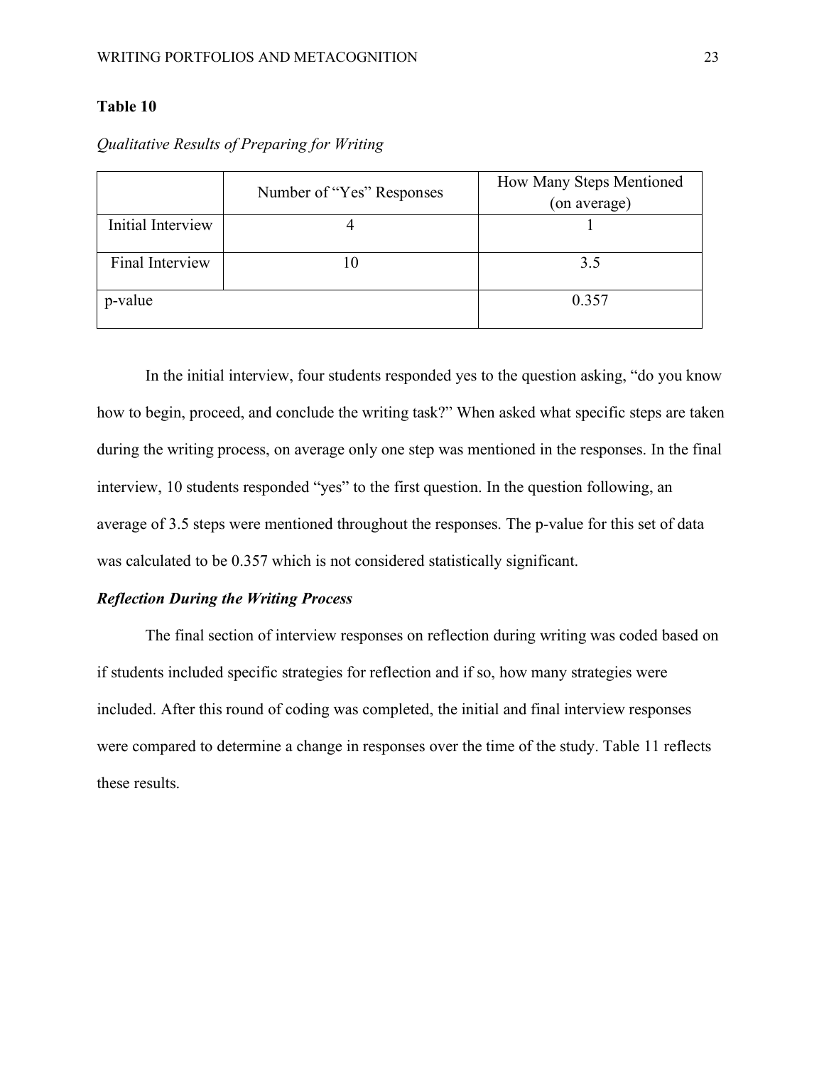**Table 10**

*Qualitative Results of Preparing for Writing*

| | Number of "Yes" Responses | How Many Steps Mentioned (on average) |
|---|---|---|
| Initial Interview | 4 | 1 |
| Final Interview | 10 | 3.5 |
| p-value | | 0.357 |

In the initial interview, four students responded yes to the question asking, "do you know how to begin, proceed, and conclude the writing task?" When asked what specific steps are taken during the writing process, on average only one step was mentioned in the responses. In the final interview, 10 students responded "yes" to the first question. In the question following, an average of 3.5 steps were mentioned throughout the responses. The p-value for this set of data was calculated to be 0.357 which is not considered statistically significant.

***Reflection During the Writing Process***

The final section of interview responses on reflection during writing was coded based on if students included specific strategies for reflection and if so, how many strategies were included. After this round of coding was completed, the initial and final interview responses were compared to determine a change in responses over the time of the study. Table 11 reflects these results.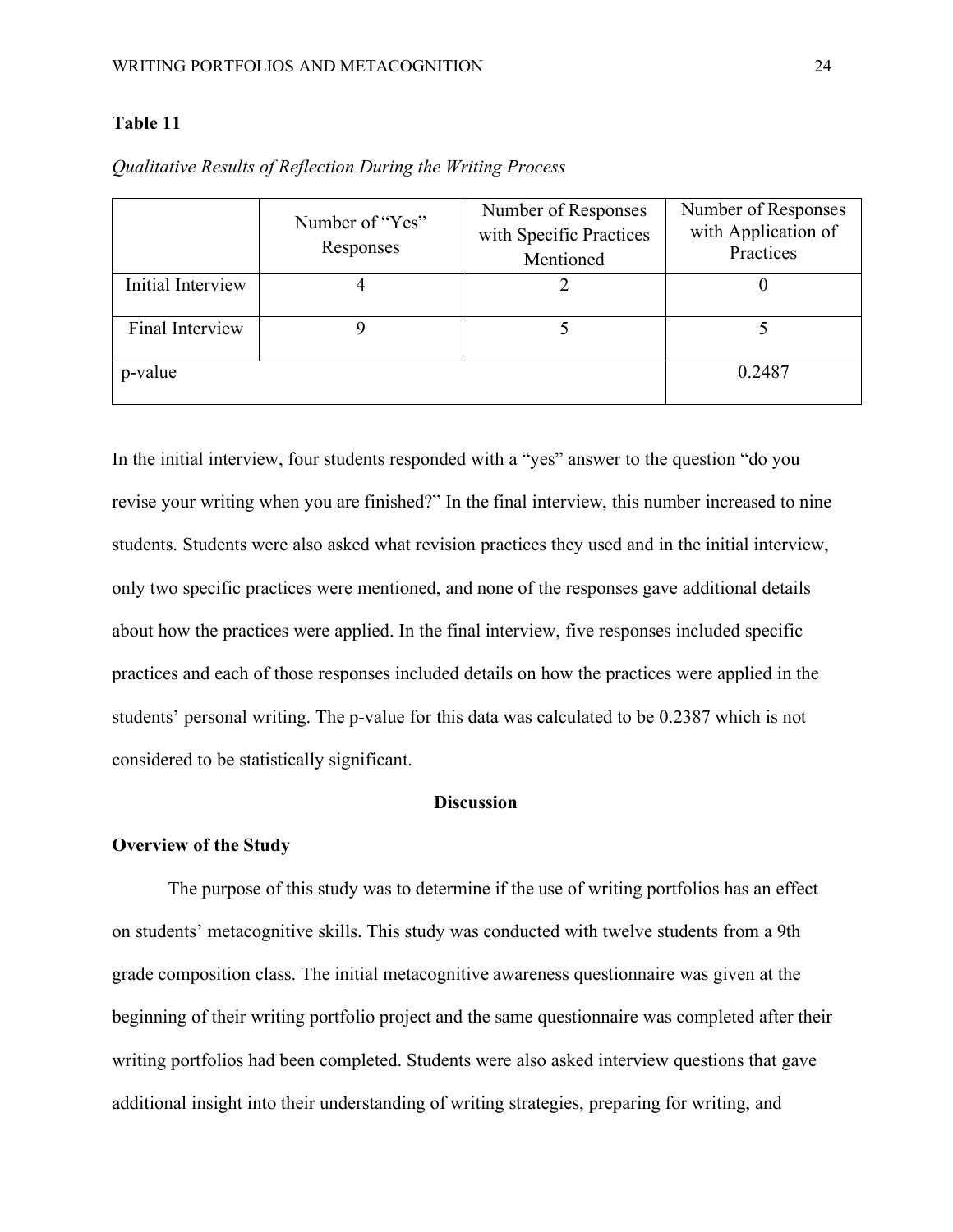**Table 11**

*Qualitative Results of Reflection During the Writing Process*

| | Number of "Yes" Responses | Number of Responses with Specific Practices Mentioned | Number of Responses with Application of Practices |
|---|---|---|---|
| Initial Interview | 4 | 2 | 0 |
| Final Interview | 9 | 5 | 5 |
| p-value | | | 0.2487 |

In the initial interview, four students responded with a "yes" answer to the question "do you revise your writing when you are finished?" In the final interview, this number increased to nine students. Students were also asked what revision practices they used and in the initial interview, only two specific practices were mentioned, and none of the responses gave additional details about how the practices were applied. In the final interview, five responses included specific practices and each of those responses included details on how the practices were applied in the students' personal writing. The p-value for this data was calculated to be 0.2387 which is not considered to be statistically significant.

## Discussion

### Overview of the Study

The purpose of this study was to determine if the use of writing portfolios has an effect on students' metacognitive skills. This study was conducted with twelve students from a 9th grade composition class. The initial metacognitive awareness questionnaire was given at the beginning of their writing portfolio project and the same questionnaire was completed after their writing portfolios had been completed. Students were also asked interview questions that gave additional insight into their understanding of writing strategies, preparing for writing, and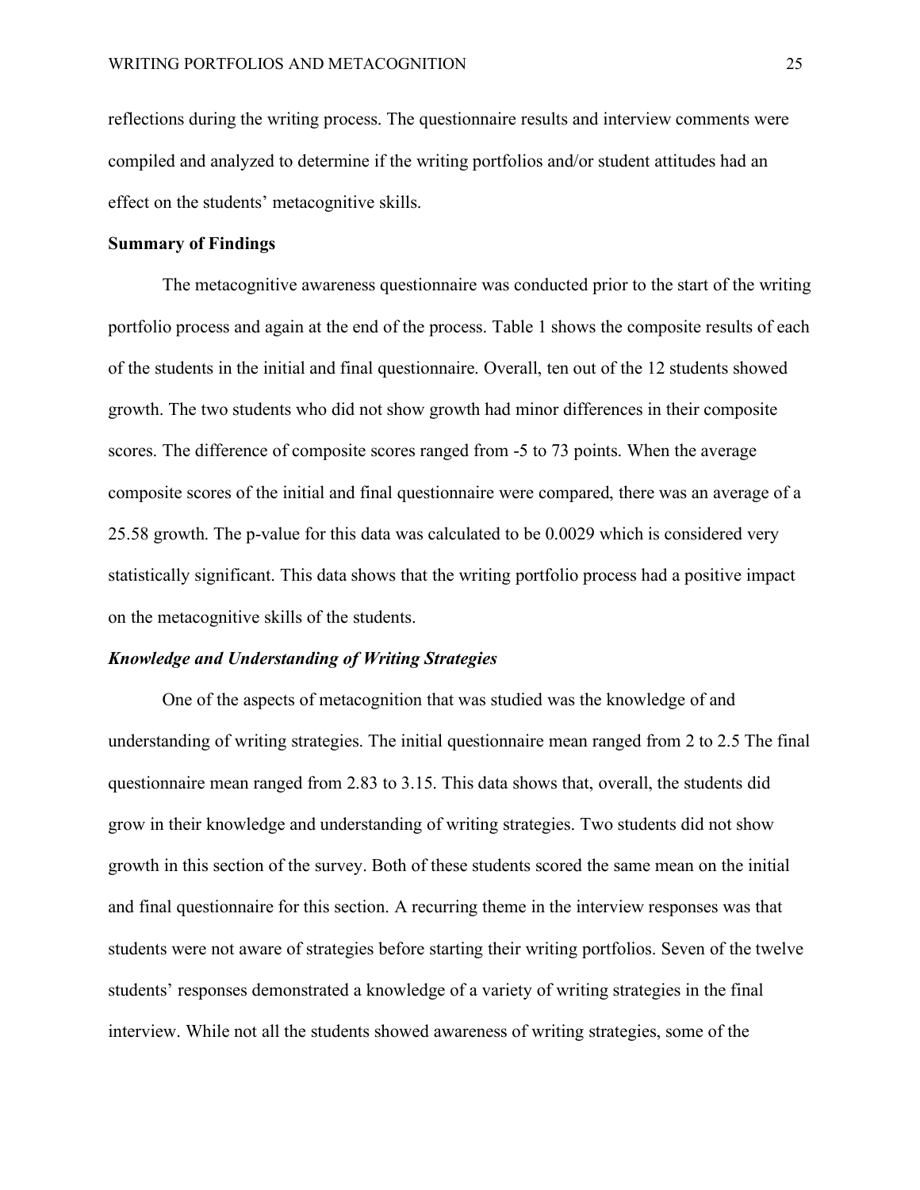reflections during the writing process. The questionnaire results and interview comments were compiled and analyzed to determine if the writing portfolios and/or student attitudes had an effect on the students' metacognitive skills.

## Summary of Findings

The metacognitive awareness questionnaire was conducted prior to the start of the writing portfolio process and again at the end of the process. Table 1 shows the composite results of each of the students in the initial and final questionnaire. Overall, ten out of the 12 students showed growth. The two students who did not show growth had minor differences in their composite scores. The difference of composite scores ranged from -5 to 73 points. When the average composite scores of the initial and final questionnaire were compared, there was an average of a 25.58 growth. The p-value for this data was calculated to be 0.0029 which is considered very statistically significant. This data shows that the writing portfolio process had a positive impact on the metacognitive skills of the students.

### *Knowledge and Understanding of Writing Strategies*

One of the aspects of metacognition that was studied was the knowledge of and understanding of writing strategies. The initial questionnaire mean ranged from 2 to 2.5 The final questionnaire mean ranged from 2.83 to 3.15. This data shows that, overall, the students did grow in their knowledge and understanding of writing strategies. Two students did not show growth in this section of the survey. Both of these students scored the same mean on the initial and final questionnaire for this section. A recurring theme in the interview responses was that students were not aware of strategies before starting their writing portfolios. Seven of the twelve students' responses demonstrated a knowledge of a variety of writing strategies in the final interview. While not all the students showed awareness of writing strategies, some of the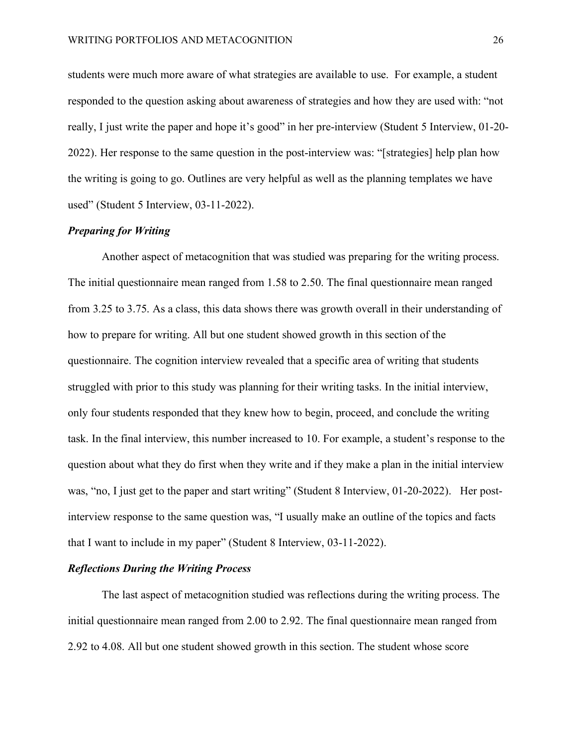students were much more aware of what strategies are available to use. For example, a student responded to the question asking about awareness of strategies and how they are used with: "not really, I just write the paper and hope it's good" in her pre-interview (Student 5 Interview, 01-20-2022). Her response to the same question in the post-interview was: "[strategies] help plan how the writing is going to go. Outlines are very helpful as well as the planning templates we have used" (Student 5 Interview, 03-11-2022).

### *Preparing for Writing*

Another aspect of metacognition that was studied was preparing for the writing process. The initial questionnaire mean ranged from 1.58 to 2.50. The final questionnaire mean ranged from 3.25 to 3.75. As a class, this data shows there was growth overall in their understanding of how to prepare for writing. All but one student showed growth in this section of the questionnaire. The cognition interview revealed that a specific area of writing that students struggled with prior to this study was planning for their writing tasks. In the initial interview, only four students responded that they knew how to begin, proceed, and conclude the writing task. In the final interview, this number increased to 10. For example, a student's response to the question about what they do first when they write and if they make a plan in the initial interview was, "no, I just get to the paper and start writing" (Student 8 Interview, 01-20-2022). Her post-interview response to the same question was, "I usually make an outline of the topics and facts that I want to include in my paper" (Student 8 Interview, 03-11-2022).

### *Reflections During the Writing Process*

The last aspect of metacognition studied was reflections during the writing process. The initial questionnaire mean ranged from 2.00 to 2.92. The final questionnaire mean ranged from 2.92 to 4.08. All but one student showed growth in this section. The student whose score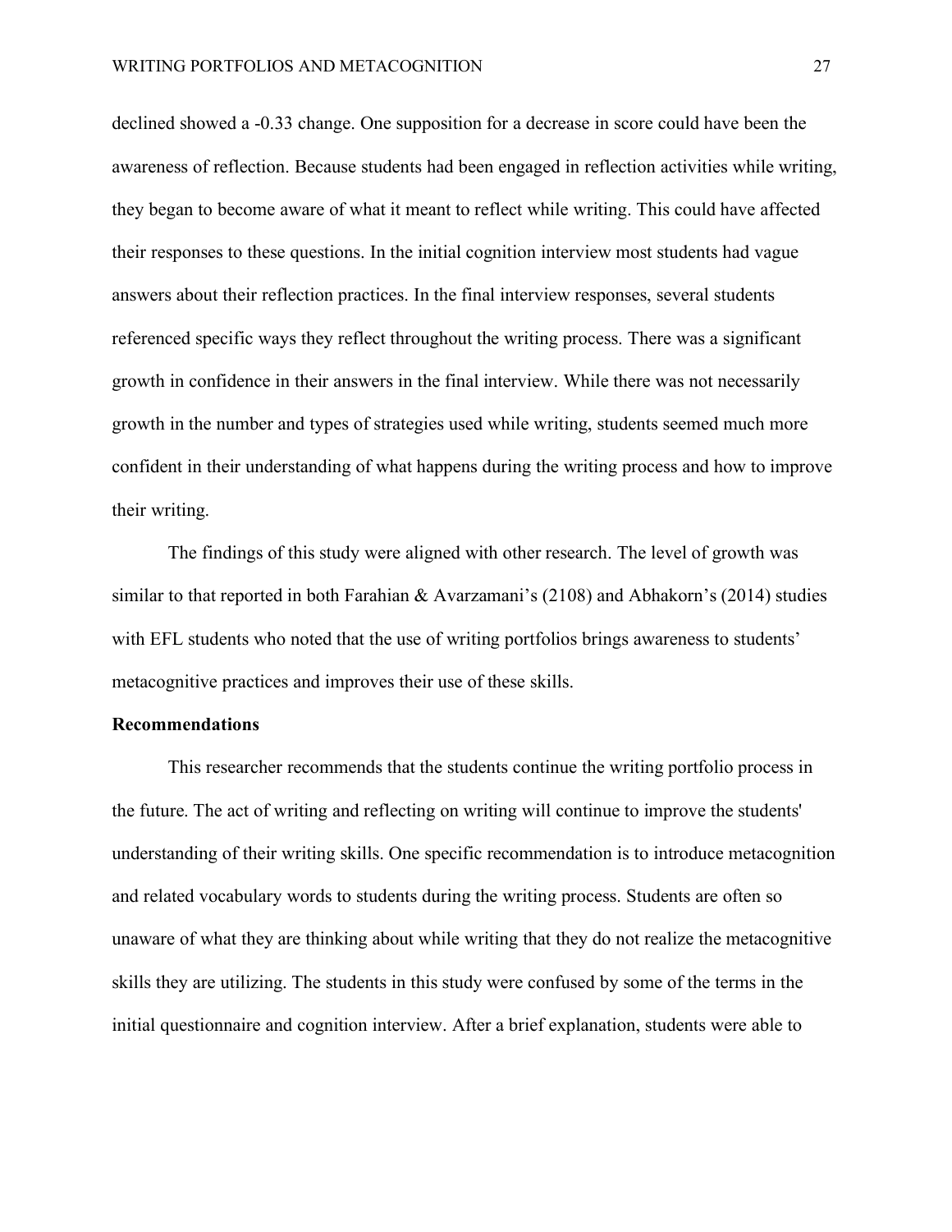declined showed a -0.33 change. One supposition for a decrease in score could have been the awareness of reflection. Because students had been engaged in reflection activities while writing, they began to become aware of what it meant to reflect while writing. This could have affected their responses to these questions. In the initial cognition interview most students had vague answers about their reflection practices. In the final interview responses, several students referenced specific ways they reflect throughout the writing process. There was a significant growth in confidence in their answers in the final interview. While there was not necessarily growth in the number and types of strategies used while writing, students seemed much more confident in their understanding of what happens during the writing process and how to improve their writing.

The findings of this study were aligned with other research. The level of growth was similar to that reported in both Farahian & Avarzamani's (2108) and Abhakorn's (2014) studies with EFL students who noted that the use of writing portfolios brings awareness to students' metacognitive practices and improves their use of these skills.

**Recommendations**

This researcher recommends that the students continue the writing portfolio process in the future. The act of writing and reflecting on writing will continue to improve the students' understanding of their writing skills. One specific recommendation is to introduce metacognition and related vocabulary words to students during the writing process. Students are often so unaware of what they are thinking about while writing that they do not realize the metacognitive skills they are utilizing. The students in this study were confused by some of the terms in the initial questionnaire and cognition interview. After a brief explanation, students were able to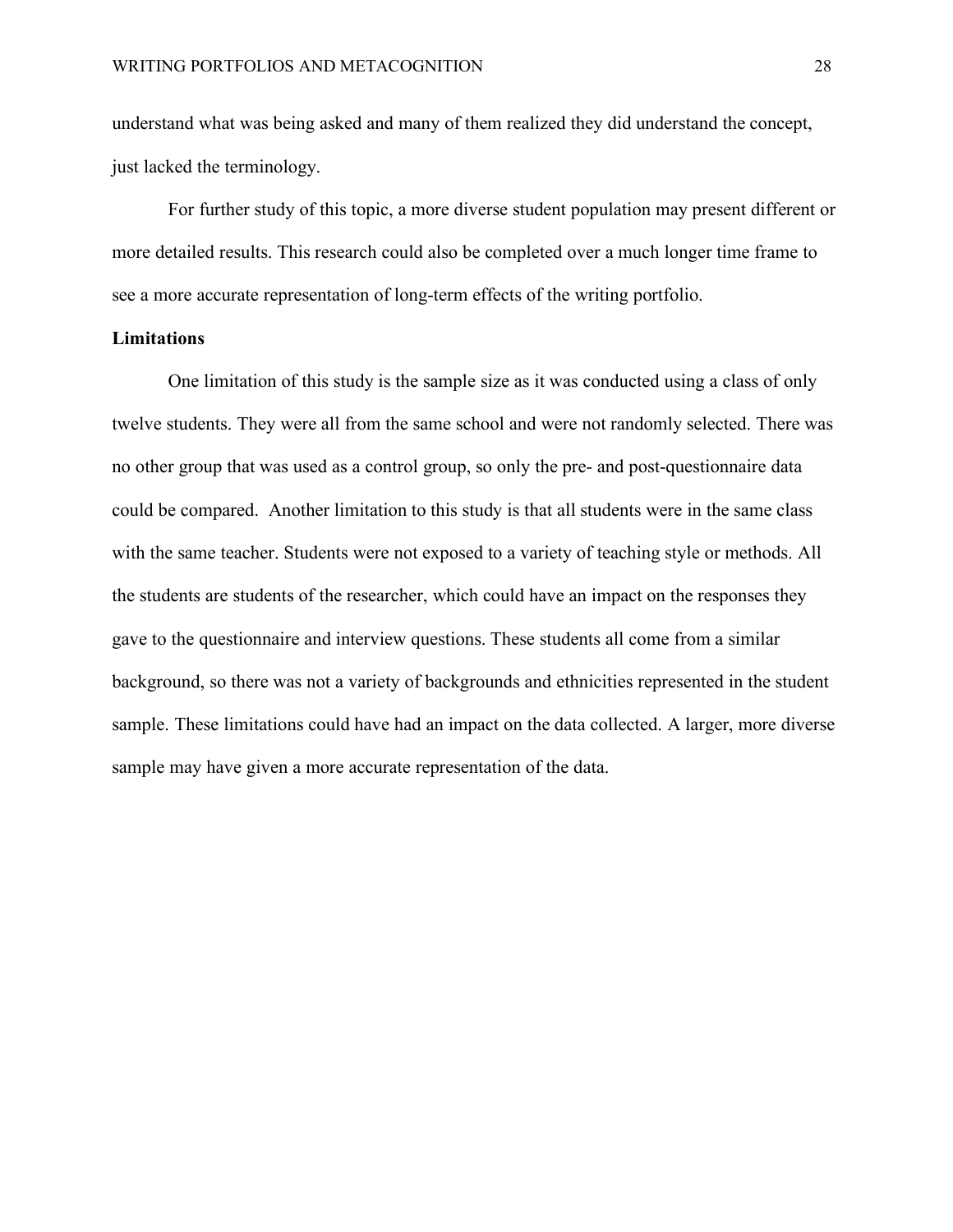understand what was being asked and many of them realized they did understand the concept, just lacked the terminology.

For further study of this topic, a more diverse student population may present different or more detailed results. This research could also be completed over a much longer time frame to see a more accurate representation of long-term effects of the writing portfolio.

**Limitations**

One limitation of this study is the sample size as it was conducted using a class of only twelve students. They were all from the same school and were not randomly selected. There was no other group that was used as a control group, so only the pre- and post-questionnaire data could be compared. Another limitation to this study is that all students were in the same class with the same teacher. Students were not exposed to a variety of teaching style or methods. All the students are students of the researcher, which could have an impact on the responses they gave to the questionnaire and interview questions. These students all come from a similar background, so there was not a variety of backgrounds and ethnicities represented in the student sample. These limitations could have had an impact on the data collected. A larger, more diverse sample may have given a more accurate representation of the data.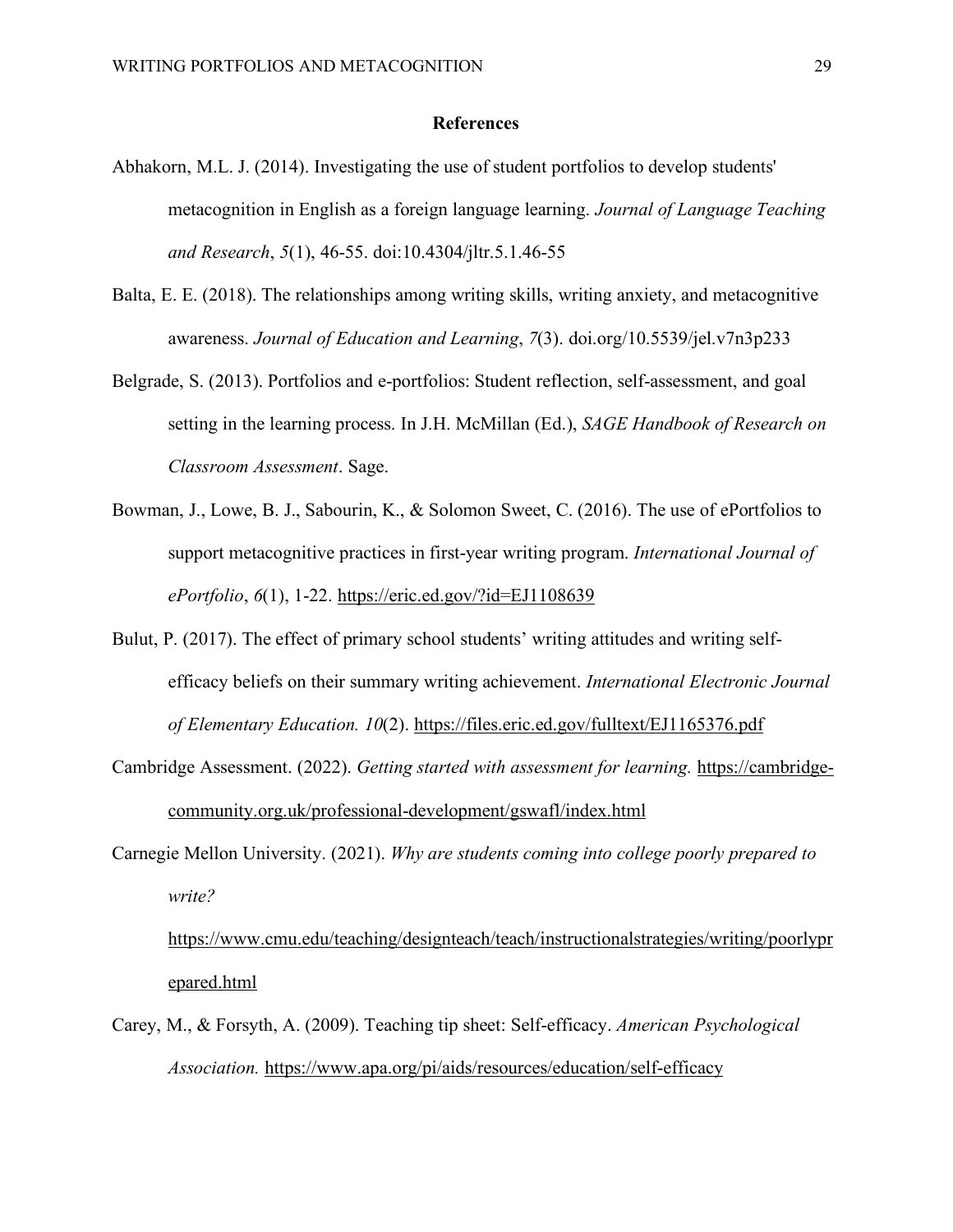## References

Abhakorn, M.L. J. (2014). Investigating the use of student portfolios to develop students' metacognition in English as a foreign language learning. *Journal of Language Teaching and Research*, *5*(1), 46-55. doi:10.4304/jltr.5.1.46-55

Balta, E. E. (2018). The relationships among writing skills, writing anxiety, and metacognitive awareness. *Journal of Education and Learning*, *7*(3). doi.org/10.5539/jel.v7n3p233

Belgrade, S. (2013). Portfolios and e-portfolios: Student reflection, self-assessment, and goal setting in the learning process. In J.H. McMillan (Ed.), *SAGE Handbook of Research on Classroom Assessment*. Sage.

Bowman, J., Lowe, B. J., Sabourin, K., & Solomon Sweet, C. (2016). The use of ePortfolios to support metacognitive practices in first-year writing program. *International Journal of ePortfolio*, *6*(1), 1-22. https://eric.ed.gov/?id=EJ1108639

Bulut, P. (2017). The effect of primary school students' writing attitudes and writing self-efficacy beliefs on their summary writing achievement. *International Electronic Journal of Elementary Education. 10*(2). https://files.eric.ed.gov/fulltext/EJ1165376.pdf

Cambridge Assessment. (2022). *Getting started with assessment for learning.* https://cambridge-community.org.uk/professional-development/gswafl/index.html

Carnegie Mellon University. (2021). *Why are students coming into college poorly prepared to write?* https://www.cmu.edu/teaching/designteach/teach/instructionalstrategies/writing/poorlyprepared.html

Carey, M., & Forsyth, A. (2009). Teaching tip sheet: Self-efficacy. *American Psychological Association.* https://www.apa.org/pi/aids/resources/education/self-efficacy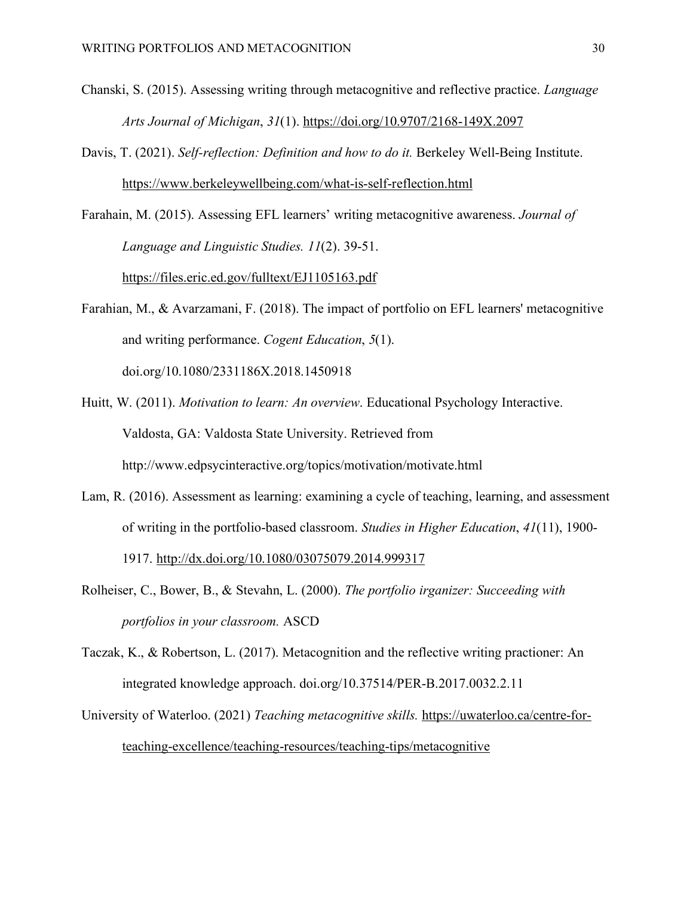Chanski, S. (2015). Assessing writing through metacognitive and reflective practice. *Language Arts Journal of Michigan*, *31*(1). https://doi.org/10.9707/2168-149X.2097

Davis, T. (2021). *Self-reflection: Definition and how to do it.* Berkeley Well-Being Institute. https://www.berkeleywellbeing.com/what-is-self-reflection.html

Farahain, M. (2015). Assessing EFL learners' writing metacognitive awareness. *Journal of Language and Linguistic Studies. 11*(2). 39-51. https://files.eric.ed.gov/fulltext/EJ1105163.pdf

Farahian, M., & Avarzamani, F. (2018). The impact of portfolio on EFL learners' metacognitive and writing performance. *Cogent Education*, *5*(1). doi.org/10.1080/2331186X.2018.1450918

Huitt, W. (2011). *Motivation to learn: An overview*. Educational Psychology Interactive. Valdosta, GA: Valdosta State University. Retrieved from http://www.edpsycinteractive.org/topics/motivation/motivate.html

Lam, R. (2016). Assessment as learning: examining a cycle of teaching, learning, and assessment of writing in the portfolio-based classroom. *Studies in Higher Education*, *41*(11), 1900-1917. http://dx.doi.org/10.1080/03075079.2014.999317

Rolheiser, C., Bower, B., & Stevahn, L. (2000). *The portfolio irganizer: Succeeding with portfolios in your classroom.* ASCD

Taczak, K., & Robertson, L. (2017). Metacognition and the reflective writing practioner: An integrated knowledge approach. doi.org/10.37514/PER-B.2017.0032.2.11

University of Waterloo. (2021) *Teaching metacognitive skills.* https://uwaterloo.ca/centre-for-teaching-excellence/teaching-resources/teaching-tips/metacognitive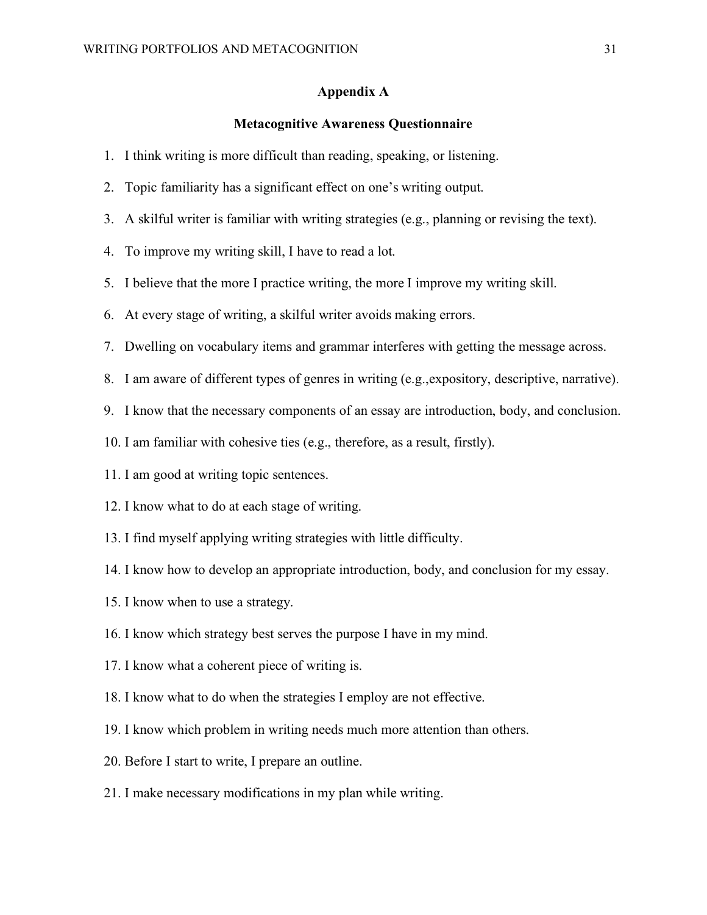# Appendix A

## Metacognitive Awareness Questionnaire

1. I think writing is more difficult than reading, speaking, or listening.
2. Topic familiarity has a significant effect on one's writing output.
3. A skilful writer is familiar with writing strategies (e.g., planning or revising the text).
4. To improve my writing skill, I have to read a lot.
5. I believe that the more I practice writing, the more I improve my writing skill.
6. At every stage of writing, a skilful writer avoids making errors.
7. Dwelling on vocabulary items and grammar interferes with getting the message across.
8. I am aware of different types of genres in writing (e.g.,expository, descriptive, narrative).
9. I know that the necessary components of an essay are introduction, body, and conclusion.
10. I am familiar with cohesive ties (e.g., therefore, as a result, firstly).
11. I am good at writing topic sentences.
12. I know what to do at each stage of writing.
13. I find myself applying writing strategies with little difficulty.
14. I know how to develop an appropriate introduction, body, and conclusion for my essay.
15. I know when to use a strategy.
16. I know which strategy best serves the purpose I have in my mind.
17. I know what a coherent piece of writing is.
18. I know what to do when the strategies I employ are not effective.
19. I know which problem in writing needs much more attention than others.
20. Before I start to write, I prepare an outline.
21. I make necessary modifications in my plan while writing.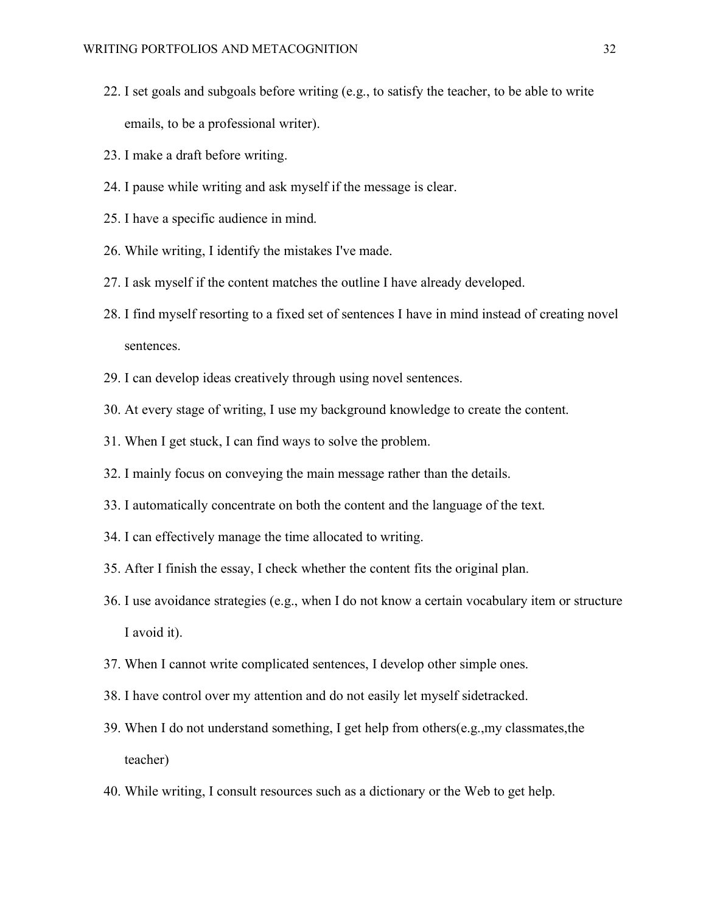22. I set goals and subgoals before writing (e.g., to satisfy the teacher, to be able to write emails, to be a professional writer).
23. I make a draft before writing.
24. I pause while writing and ask myself if the message is clear.
25. I have a specific audience in mind.
26. While writing, I identify the mistakes I've made.
27. I ask myself if the content matches the outline I have already developed.
28. I find myself resorting to a fixed set of sentences I have in mind instead of creating novel sentences.
29. I can develop ideas creatively through using novel sentences.
30. At every stage of writing, I use my background knowledge to create the content.
31. When I get stuck, I can find ways to solve the problem.
32. I mainly focus on conveying the main message rather than the details.
33. I automatically concentrate on both the content and the language of the text.
34. I can effectively manage the time allocated to writing.
35. After I finish the essay, I check whether the content fits the original plan.
36. I use avoidance strategies (e.g., when I do not know a certain vocabulary item or structure I avoid it).
37. When I cannot write complicated sentences, I develop other simple ones.
38. I have control over my attention and do not easily let myself sidetracked.
39. When I do not understand something, I get help from others(e.g.,my classmates,the teacher)
40. While writing, I consult resources such as a dictionary or the Web to get help.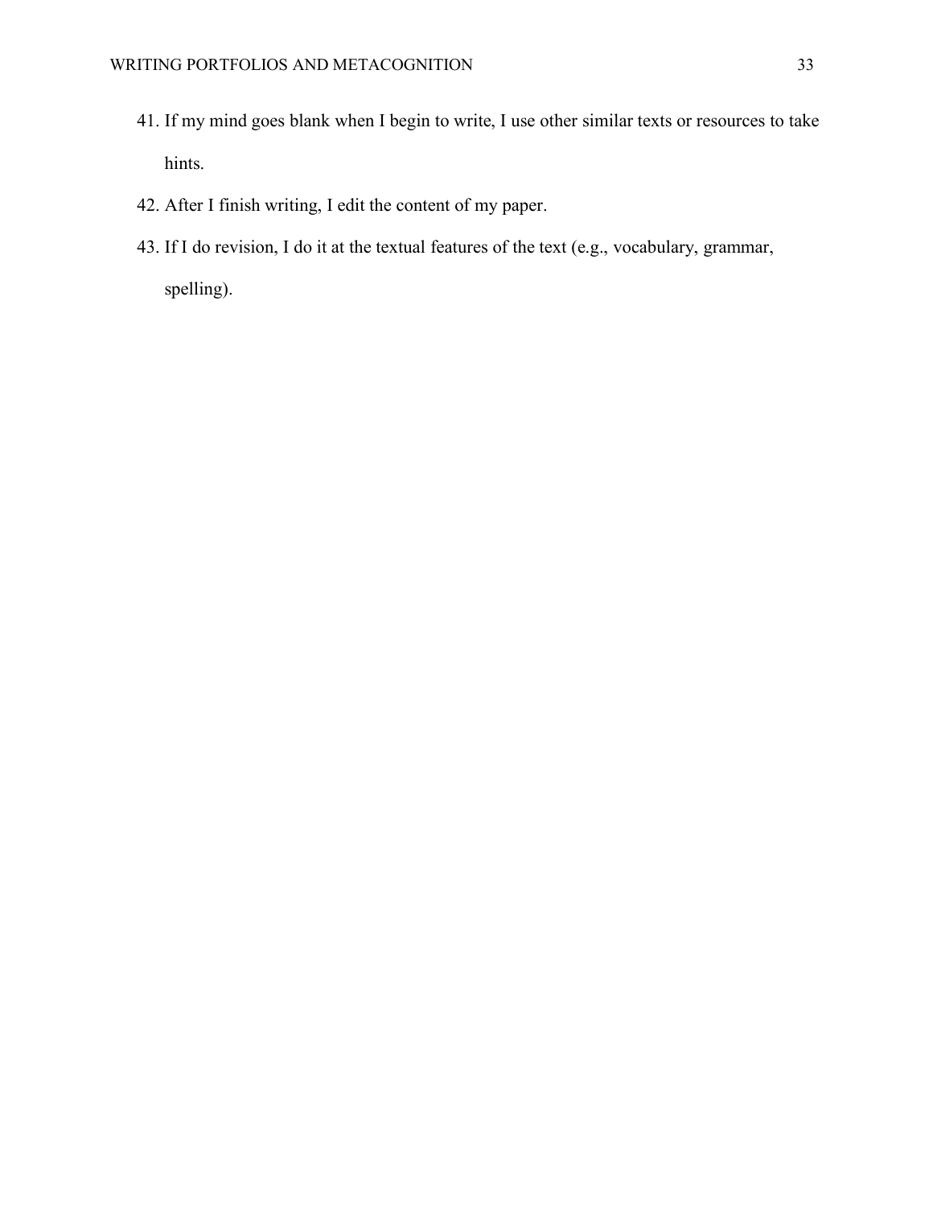41. If my mind goes blank when I begin to write, I use other similar texts or resources to take hints.
42. After I finish writing, I edit the content of my paper.
43. If I do revision, I do it at the textual features of the text (e.g., vocabulary, grammar, spelling).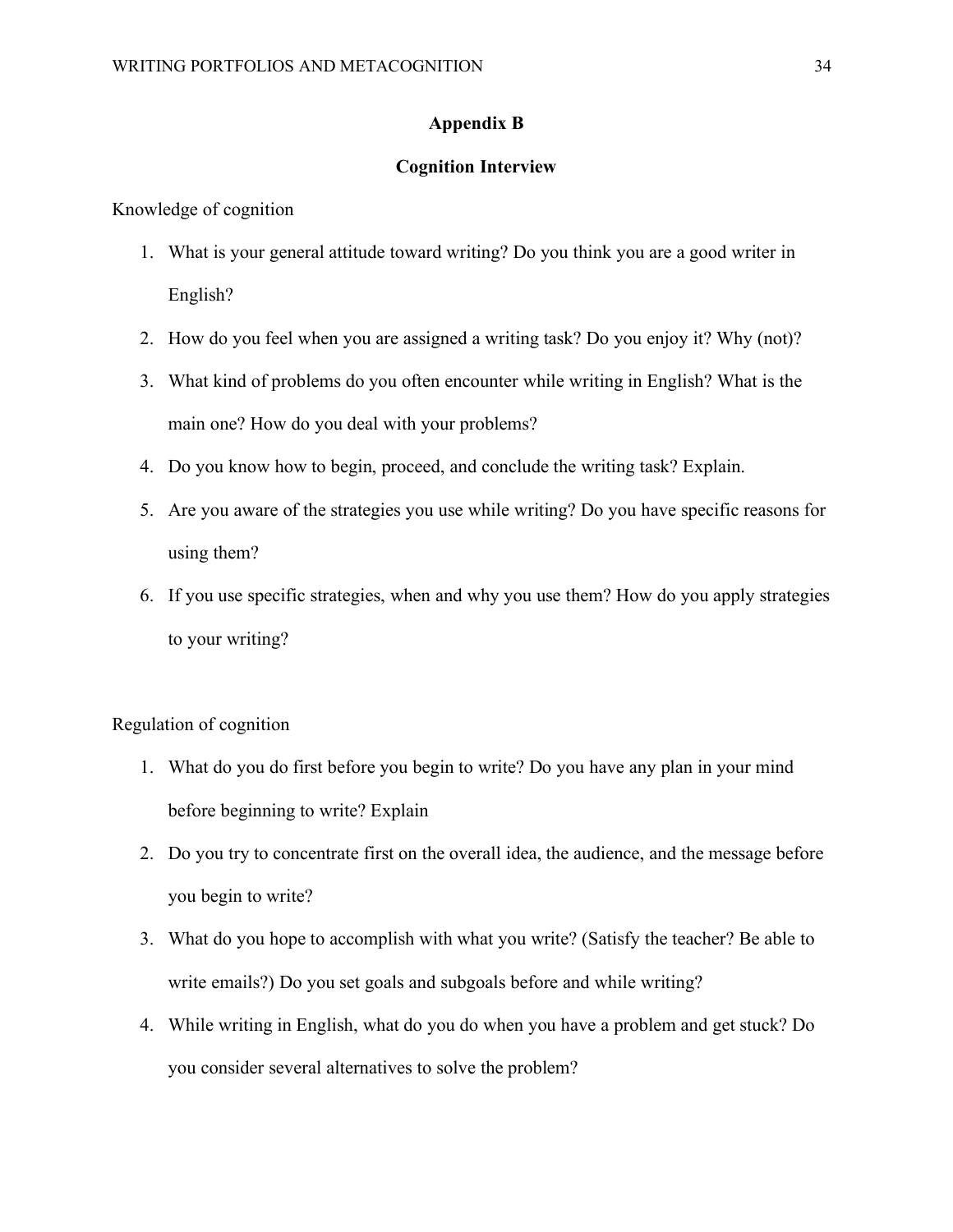## Appendix B

## Cognition Interview

Knowledge of cognition

1. What is your general attitude toward writing? Do you think you are a good writer in English?
2. How do you feel when you are assigned a writing task? Do you enjoy it? Why (not)?
3. What kind of problems do you often encounter while writing in English? What is the main one? How do you deal with your problems?
4. Do you know how to begin, proceed, and conclude the writing task? Explain.
5. Are you aware of the strategies you use while writing? Do you have specific reasons for using them?
6. If you use specific strategies, when and why you use them? How do you apply strategies to your writing?

Regulation of cognition

1. What do you do first before you begin to write? Do you have any plan in your mind before beginning to write? Explain
2. Do you try to concentrate first on the overall idea, the audience, and the message before you begin to write?
3. What do you hope to accomplish with what you write? (Satisfy the teacher? Be able to write emails?) Do you set goals and subgoals before and while writing?
4. While writing in English, what do you do when you have a problem and get stuck? Do you consider several alternatives to solve the problem?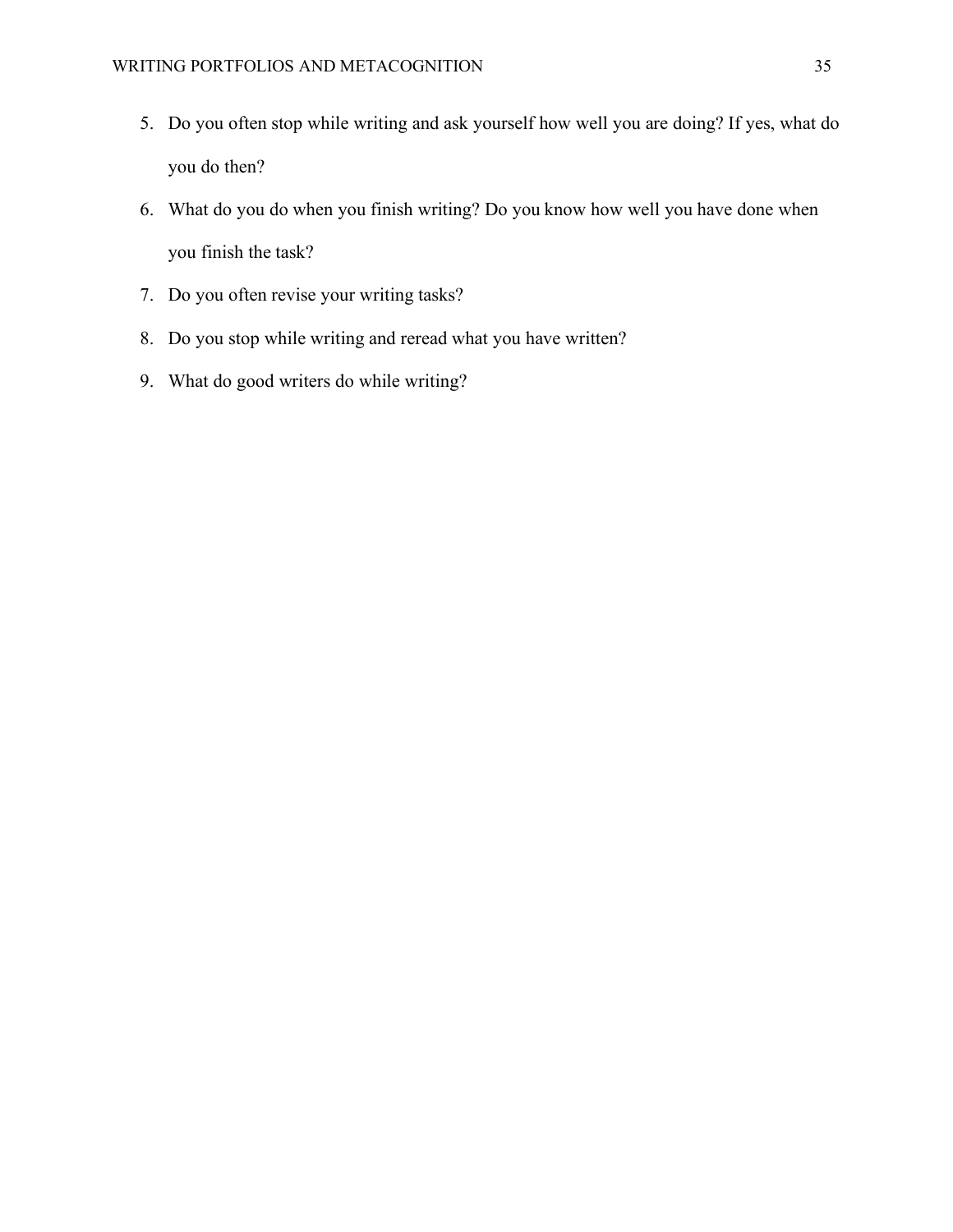5. Do you often stop while writing and ask yourself how well you are doing? If yes, what do you do then?
6. What do you do when you finish writing? Do you know how well you have done when you finish the task?
7. Do you often revise your writing tasks?
8. Do you stop while writing and reread what you have written?
9. What do good writers do while writing?